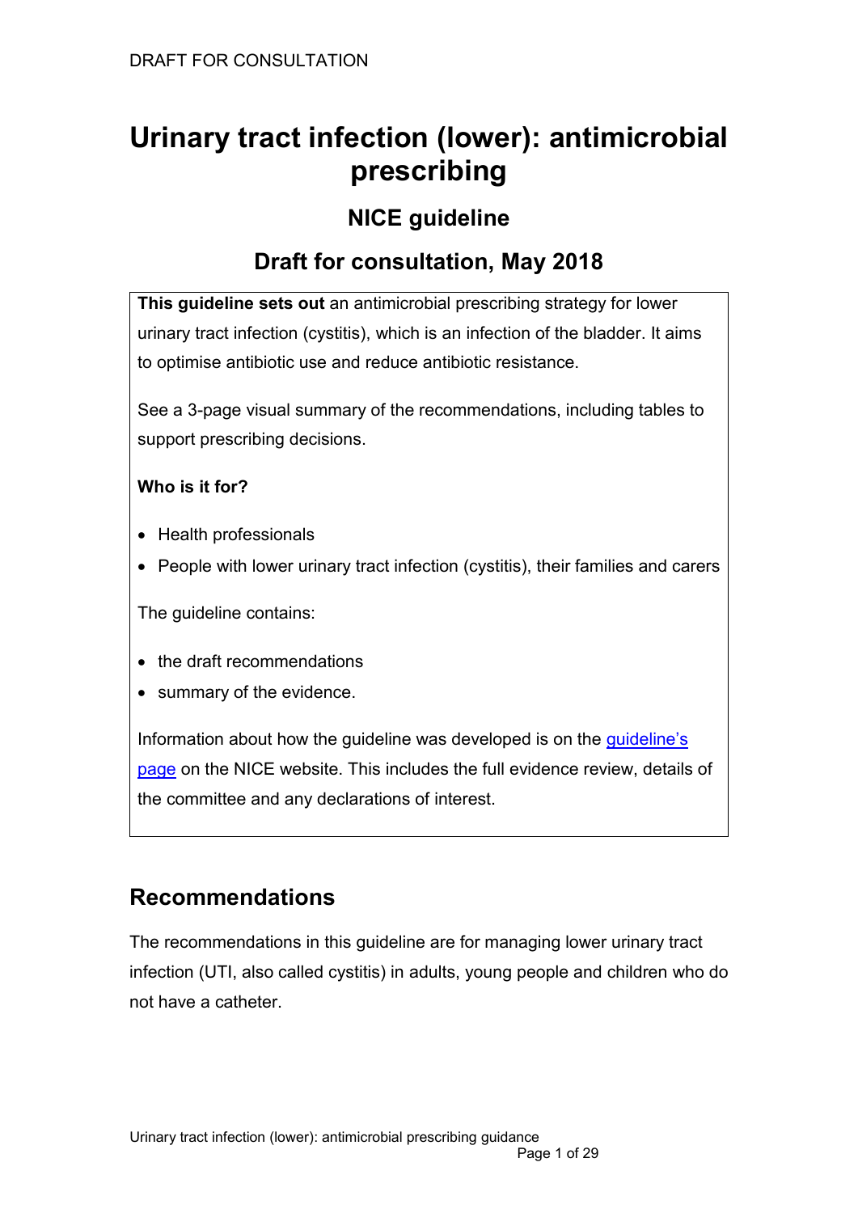# Urinary tract infection (lower): antimicrobial prescribing

## NICE guideline

## Draft for consultation, May 2018

**This guideline sets out** an antimicrobial prescribing strategy for lower urinary tract infection (cystitis), which is an infection of the bladder. It aims to optimise antibiotic use and reduce antibiotic resistance.

See a 3-page visual summary of the recommendations, including tables to support prescribing decisions.

**Who is it for?**

- Health professionals
- People with lower urinary tract infection (cystitis), their families and carers

The guideline contains:

- the draft recommendations
- summary of the evidence.

Information about how the guideline was developed is on the guideline's page on the NICE website. This includes the full evidence review, details of the committee and any declarations of interest.

## Recommendations

The recommendations in this guideline are for managing lower urinary tract infection (UTI, also called cystitis) in adults, young people and children who do not have a catheter.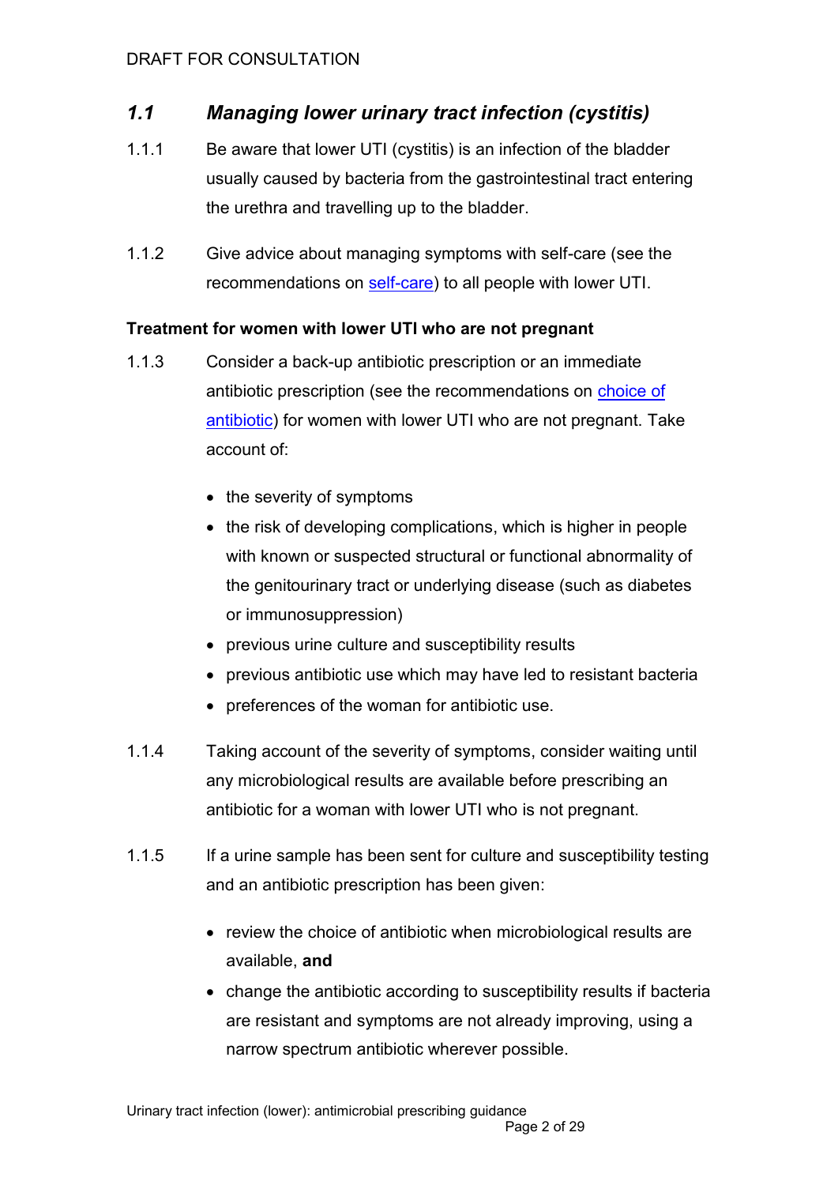### *1.1 Managing lower urinary tract infection (cystitis)*

1.1.1 Be aware that lower UTI (cystitis) is an infection of the bladder usually caused by bacteria from the gastrointestinal tract entering the urethra and travelling up to the bladder.

1.1.2 Give advice about managing symptoms with self-care (see the recommendations on self-care) to all people with lower UTI.

**Treatment for women with lower UTI who are not pregnant**

1.1.3 Consider a back-up antibiotic prescription or an immediate antibiotic prescription (see the recommendations on choice of antibiotic) for women with lower UTI who are not pregnant. Take account of:

- the severity of symptoms
- the risk of developing complications, which is higher in people with known or suspected structural or functional abnormality of the genitourinary tract or underlying disease (such as diabetes or immunosuppression)
- previous urine culture and susceptibility results
- previous antibiotic use which may have led to resistant bacteria
- preferences of the woman for antibiotic use.

1.1.4 Taking account of the severity of symptoms, consider waiting until any microbiological results are available before prescribing an antibiotic for a woman with lower UTI who is not pregnant.

1.1.5 If a urine sample has been sent for culture and susceptibility testing and an antibiotic prescription has been given:

- review the choice of antibiotic when microbiological results are available, **and**
- change the antibiotic according to susceptibility results if bacteria are resistant and symptoms are not already improving, using a narrow spectrum antibiotic wherever possible.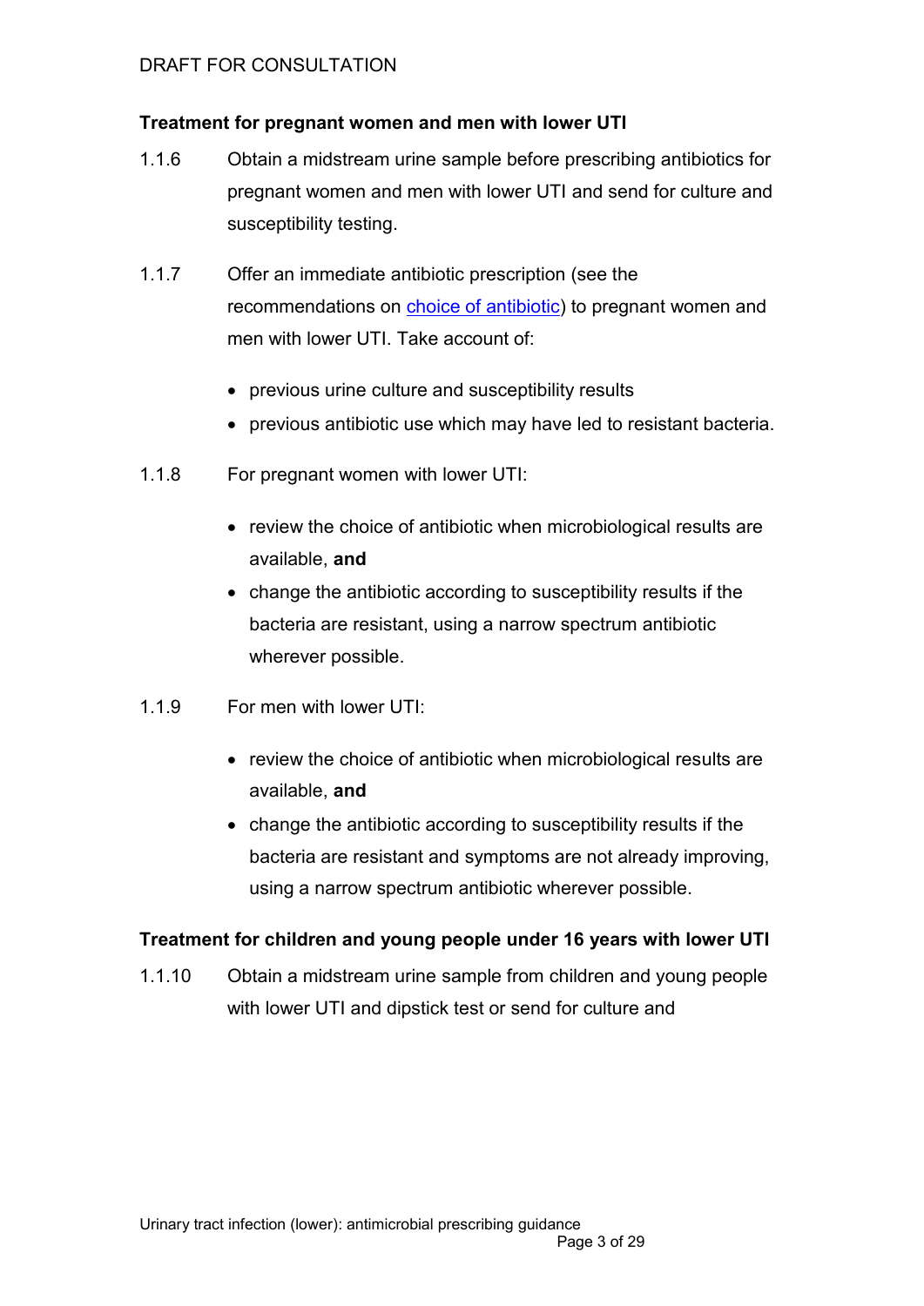### Treatment for pregnant women and men with lower UTI

1.1.6 Obtain a midstream urine sample before prescribing antibiotics for pregnant women and men with lower UTI and send for culture and susceptibility testing.

1.1.7 Offer an immediate antibiotic prescription (see the recommendations on [choice of antibiotic]) to pregnant women and men with lower UTI. Take account of:

- previous urine culture and susceptibility results
- previous antibiotic use which may have led to resistant bacteria.

1.1.8 For pregnant women with lower UTI:

- review the choice of antibiotic when microbiological results are available, **and**
- change the antibiotic according to susceptibility results if the bacteria are resistant, using a narrow spectrum antibiotic wherever possible.

1.1.9 For men with lower UTI:

- review the choice of antibiotic when microbiological results are available, **and**
- change the antibiotic according to susceptibility results if the bacteria are resistant and symptoms are not already improving, using a narrow spectrum antibiotic wherever possible.

### Treatment for children and young people under 16 years with lower UTI

1.1.10 Obtain a midstream urine sample from children and young people with lower UTI and dipstick test or send for culture and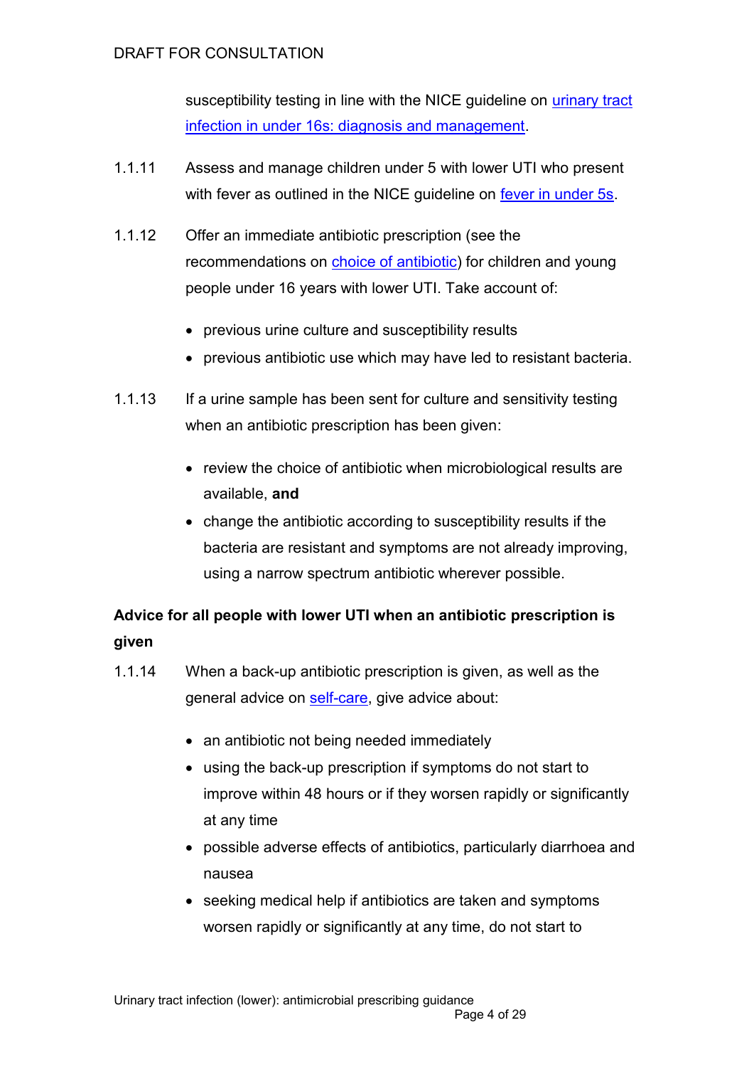susceptibility testing in line with the NICE guideline on [urinary tract infection in under 16s: diagnosis and management](#).

1.1.11 Assess and manage children under 5 with lower UTI who present with fever as outlined in the NICE guideline on [fever in under 5s](#).

1.1.12 Offer an immediate antibiotic prescription (see the recommendations on [choice of antibiotic](#)) for children and young people under 16 years with lower UTI. Take account of:

- previous urine culture and susceptibility results
- previous antibiotic use which may have led to resistant bacteria.

1.1.13 If a urine sample has been sent for culture and sensitivity testing when an antibiotic prescription has been given:

- review the choice of antibiotic when microbiological results are available, **and**
- change the antibiotic according to susceptibility results if the bacteria are resistant and symptoms are not already improving, using a narrow spectrum antibiotic wherever possible.

**Advice for all people with lower UTI when an antibiotic prescription is given**

1.1.14 When a back-up antibiotic prescription is given, as well as the general advice on [self-care](#), give advice about:

- an antibiotic not being needed immediately
- using the back-up prescription if symptoms do not start to improve within 48 hours or if they worsen rapidly or significantly at any time
- possible adverse effects of antibiotics, particularly diarrhoea and nausea
- seeking medical help if antibiotics are taken and symptoms worsen rapidly or significantly at any time, do not start to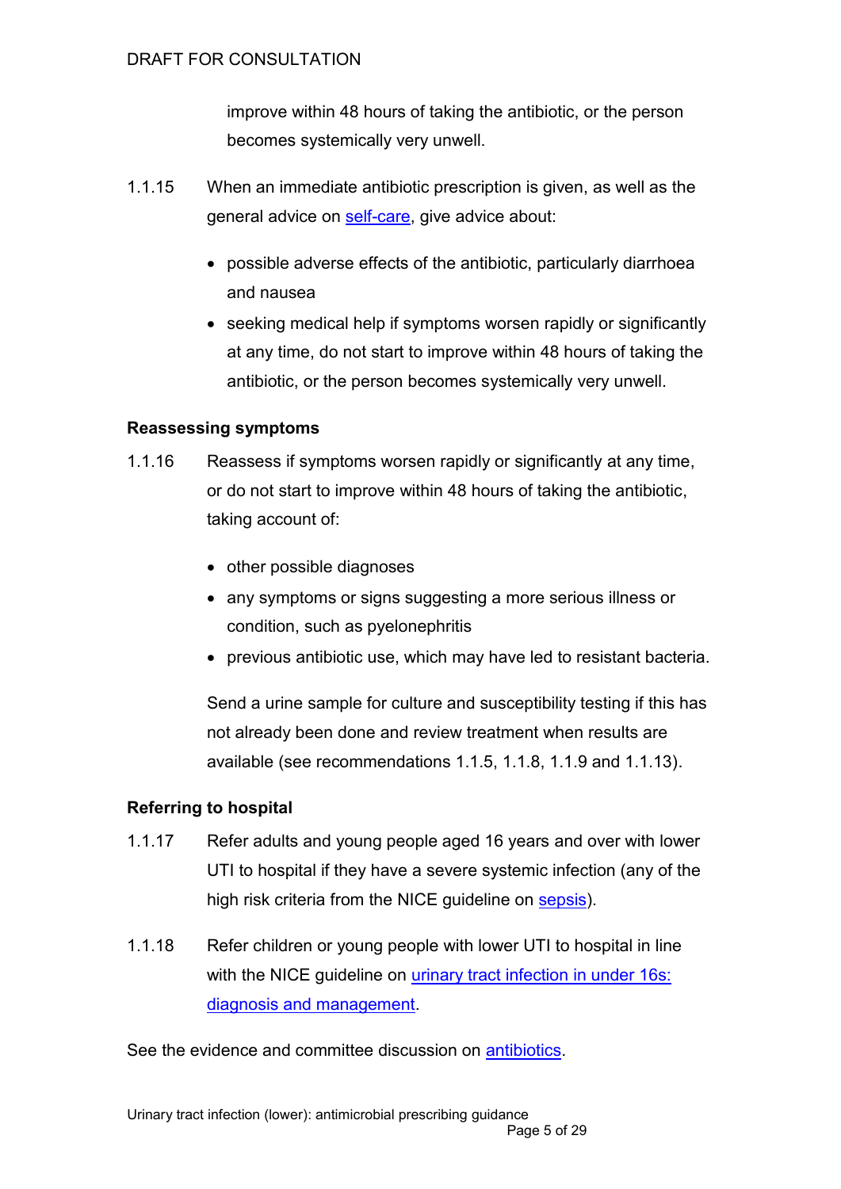improve within 48 hours of taking the antibiotic, or the person becomes systemically very unwell.

1.1.15 When an immediate antibiotic prescription is given, as well as the general advice on self-care, give advice about:

- possible adverse effects of the antibiotic, particularly diarrhoea and nausea
- seeking medical help if symptoms worsen rapidly or significantly at any time, do not start to improve within 48 hours of taking the antibiotic, or the person becomes systemically very unwell.

### Reassessing symptoms

1.1.16 Reassess if symptoms worsen rapidly or significantly at any time, or do not start to improve within 48 hours of taking the antibiotic, taking account of:

- other possible diagnoses
- any symptoms or signs suggesting a more serious illness or condition, such as pyelonephritis
- previous antibiotic use, which may have led to resistant bacteria.

Send a urine sample for culture and susceptibility testing if this has not already been done and review treatment when results are available (see recommendations 1.1.5, 1.1.8, 1.1.9 and 1.1.13).

### Referring to hospital

1.1.17 Refer adults and young people aged 16 years and over with lower UTI to hospital if they have a severe systemic infection (any of the high risk criteria from the NICE guideline on sepsis).

1.1.18 Refer children or young people with lower UTI to hospital in line with the NICE guideline on urinary tract infection in under 16s: diagnosis and management.

See the evidence and committee discussion on antibiotics.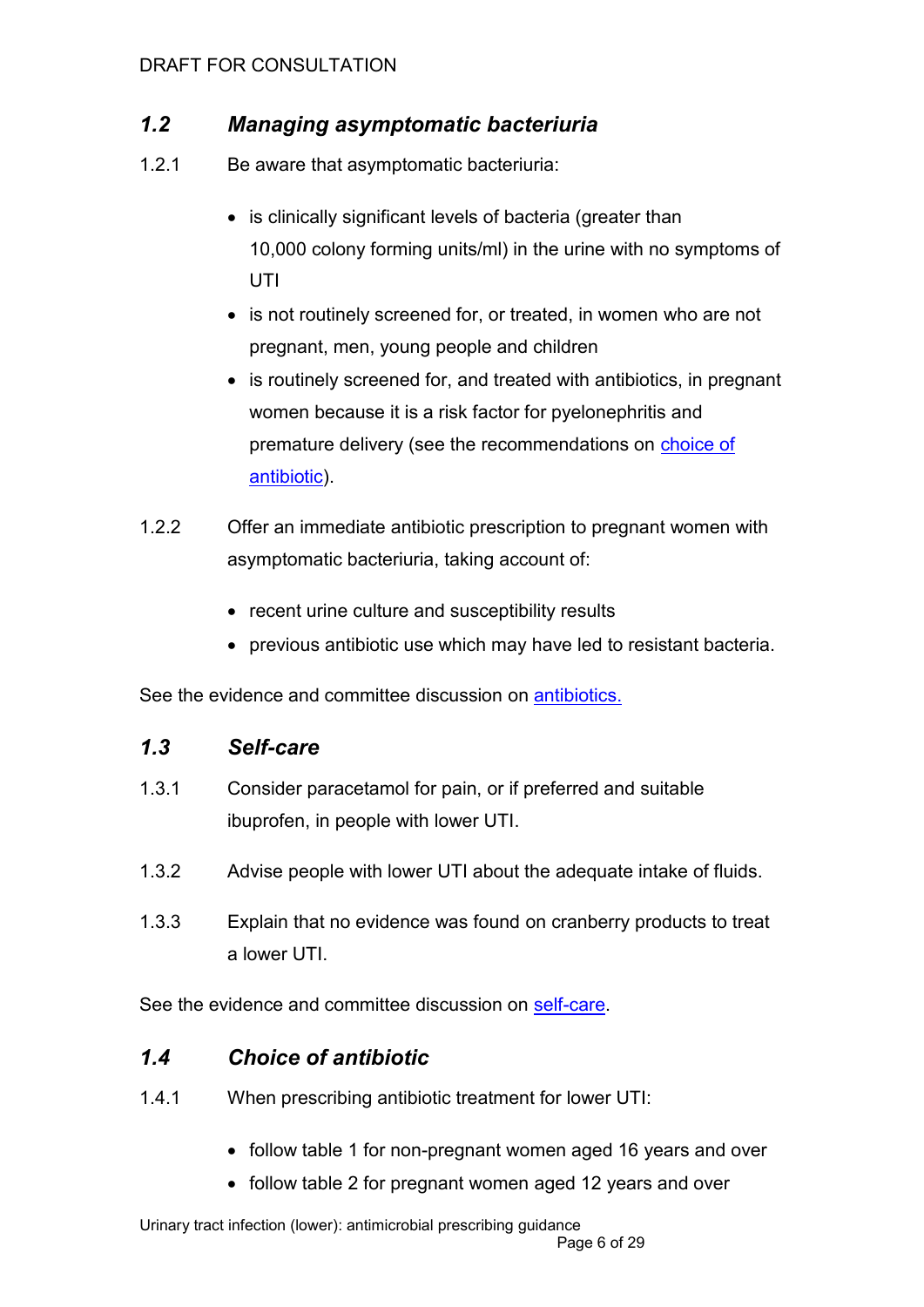## *1.2 Managing asymptomatic bacteriuria*

1.2.1 Be aware that asymptomatic bacteriuria:

- is clinically significant levels of bacteria (greater than 10,000 colony forming units/ml) in the urine with no symptoms of UTI
- is not routinely screened for, or treated, in women who are not pregnant, men, young people and children
- is routinely screened for, and treated with antibiotics, in pregnant women because it is a risk factor for pyelonephritis and premature delivery (see the recommendations on choice of antibiotic).

1.2.2 Offer an immediate antibiotic prescription to pregnant women with asymptomatic bacteriuria, taking account of:

- recent urine culture and susceptibility results
- previous antibiotic use which may have led to resistant bacteria.

See the evidence and committee discussion on antibiotics.

## *1.3 Self-care*

1.3.1 Consider paracetamol for pain, or if preferred and suitable ibuprofen, in people with lower UTI.

1.3.2 Advise people with lower UTI about the adequate intake of fluids.

1.3.3 Explain that no evidence was found on cranberry products to treat a lower UTI.

See the evidence and committee discussion on self-care.

## *1.4 Choice of antibiotic*

1.4.1 When prescribing antibiotic treatment for lower UTI:

- follow table 1 for non-pregnant women aged 16 years and over
- follow table 2 for pregnant women aged 12 years and over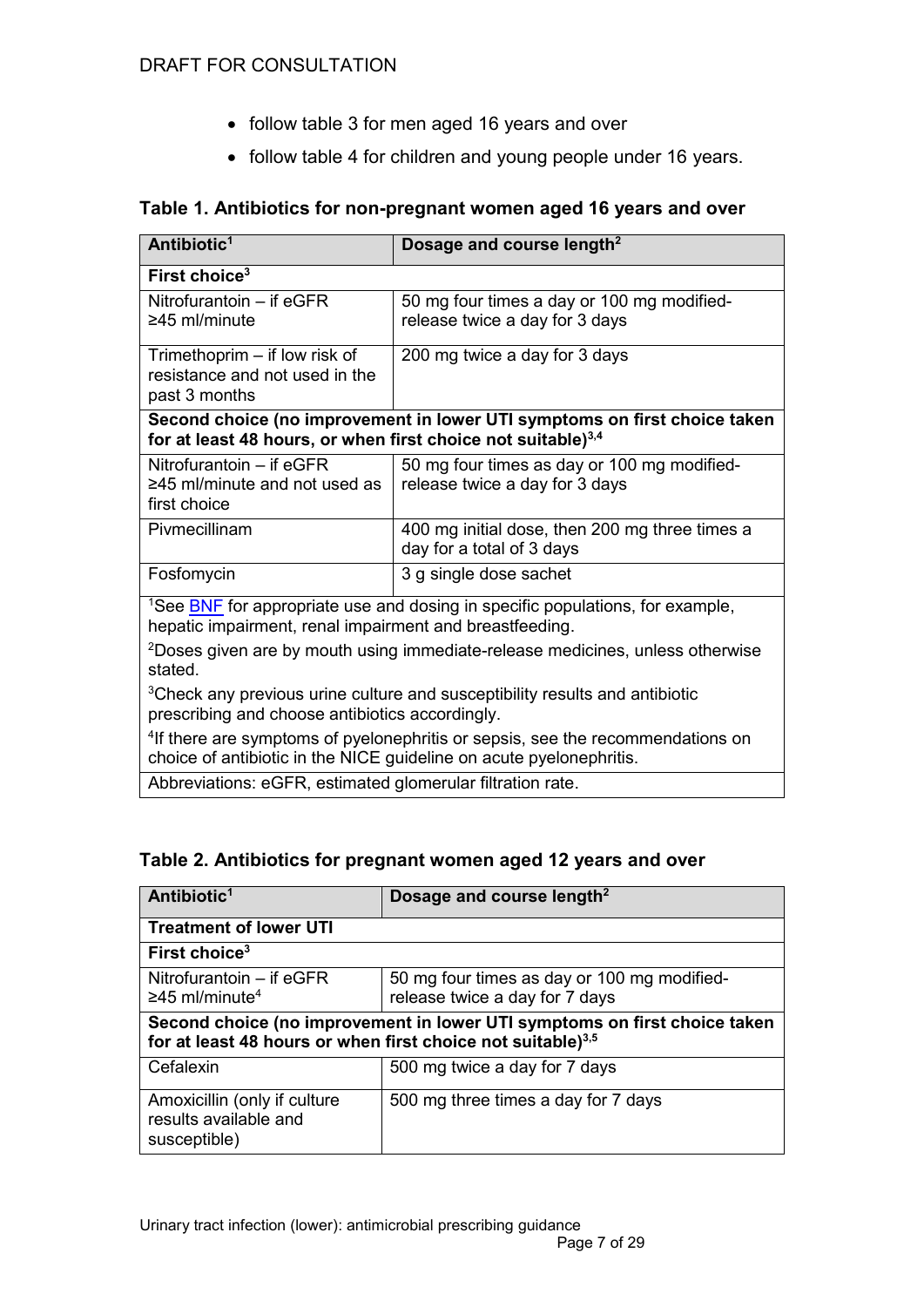- follow table 3 for men aged 16 years and over
- follow table 4 for children and young people under 16 years.

### Table 1. Antibiotics for non-pregnant women aged 16 years and over

| Antibiotic[1] | Dosage and course length[2] |
|---|---|
| **First choice[3]** | |
| Nitrofurantoin – if eGFR ≥45 ml/minute | 50 mg four times a day or 100 mg modified-release twice a day for 3 days |
| Trimethoprim – if low risk of resistance and not used in the past 3 months | 200 mg twice a day for 3 days |
| **Second choice (no improvement in lower UTI symptoms on first choice taken for at least 48 hours, or when first choice not suitable)[3,4]** | |
| Nitrofurantoin – if eGFR ≥45 ml/minute and not used as first choice | 50 mg four times as day or 100 mg modified-release twice a day for 3 days |
| Pivmecillinam | 400 mg initial dose, then 200 mg three times a day for a total of 3 days |
| Fosfomycin | 3 g single dose sachet |
| [1]See BNF for appropriate use and dosing in specific populations, for example, hepatic impairment, renal impairment and breastfeeding. [2]Doses given are by mouth using immediate-release medicines, unless otherwise stated. [3]Check any previous urine culture and susceptibility results and antibiotic prescribing and choose antibiotics accordingly. [4]If there are symptoms of pyelonephritis or sepsis, see the recommendations on choice of antibiotic in the NICE guideline on acute pyelonephritis. | |
| Abbreviations: eGFR, estimated glomerular filtration rate. | |

### Table 2. Antibiotics for pregnant women aged 12 years and over

| Antibiotic[1] | Dosage and course length[2] |
|---|---|
| **Treatment of lower UTI** | |
| **First choice[3]** | |
| Nitrofurantoin – if eGFR ≥45 ml/minute[4] | 50 mg four times as day or 100 mg modified-release twice a day for 7 days |
| **Second choice (no improvement in lower UTI symptoms on first choice taken for at least 48 hours or when first choice not suitable)[3,5]** | |
| Cefalexin | 500 mg twice a day for 7 days |
| Amoxicillin (only if culture results available and susceptible) | 500 mg three times a day for 7 days |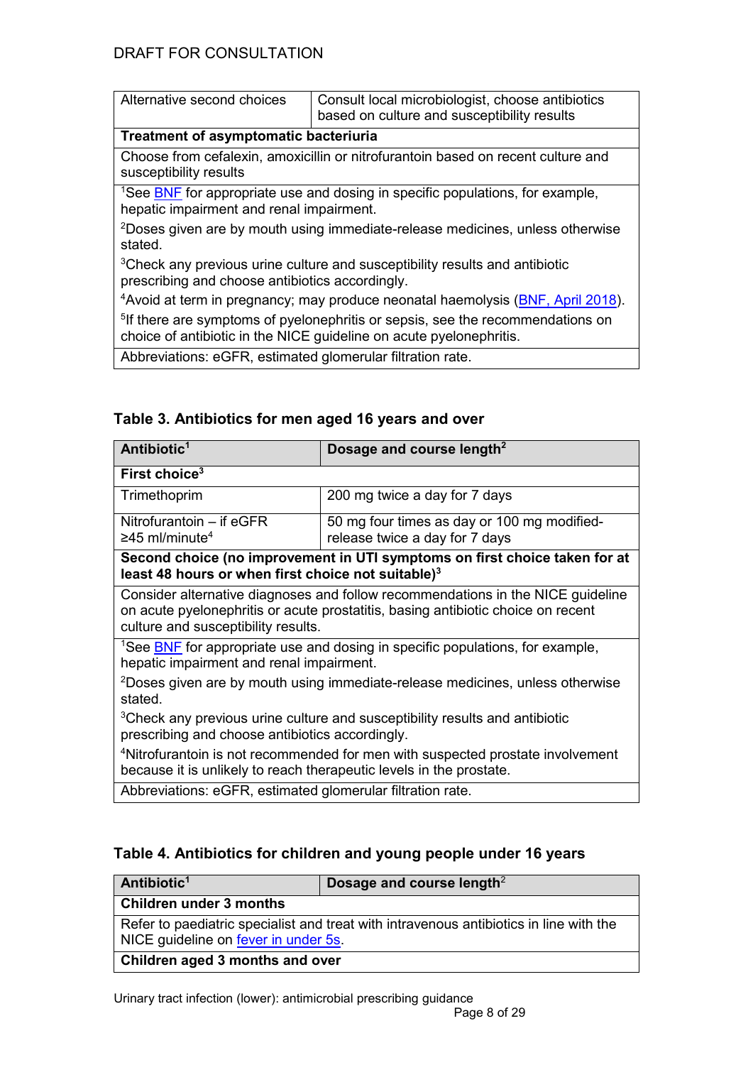| | |
|---|---|
| Alternative second choices | Consult local microbiologist, choose antibiotics based on culture and susceptibility results |
| **Treatment of asymptomatic bacteriuria** | |
| Choose from cefalexin, amoxicillin or nitrofurantoin based on recent culture and susceptibility results | |
| [1]See BNF for appropriate use and dosing in specific populations, for example, hepatic impairment and renal impairment.<br>[2]Doses given are by mouth using immediate-release medicines, unless otherwise stated.<br>[3]Check any previous urine culture and susceptibility results and antibiotic prescribing and choose antibiotics accordingly.<br>[4]Avoid at term in pregnancy; may produce neonatal haemolysis (BNF, April 2018).<br>[5]If there are symptoms of pyelonephritis or sepsis, see the recommendations on choice of antibiotic in the NICE guideline on acute pyelonephritis. | |
| Abbreviations: eGFR, estimated glomerular filtration rate. | |

### Table 3. Antibiotics for men aged 16 years and over

| Antibiotic[1] | Dosage and course length[2] |
|---|---|
| **First choice[3]** | |
| Trimethoprim | 200 mg twice a day for 7 days |
| Nitrofurantoin – if eGFR ≥45 ml/minute[4] | 50 mg four times as day or 100 mg modified-release twice a day for 7 days |
| **Second choice (no improvement in UTI symptoms on first choice taken for at least 48 hours or when first choice not suitable)[3]** | |
| Consider alternative diagnoses and follow recommendations in the NICE guideline on acute pyelonephritis or acute prostatitis, basing antibiotic choice on recent culture and susceptibility results. | |
| [1]See BNF for appropriate use and dosing in specific populations, for example, hepatic impairment and renal impairment.<br>[2]Doses given are by mouth using immediate-release medicines, unless otherwise stated.<br>[3]Check any previous urine culture and susceptibility results and antibiotic prescribing and choose antibiotics accordingly.<br>[4]Nitrofurantoin is not recommended for men with suspected prostate involvement because it is unlikely to reach therapeutic levels in the prostate. | |
| Abbreviations: eGFR, estimated glomerular filtration rate. | |

### Table 4. Antibiotics for children and young people under 16 years

| Antibiotic[1] | Dosage and course length[2] |
|---|---|
| **Children under 3 months** | |
| Refer to paediatric specialist and treat with intravenous antibiotics in line with the NICE guideline on fever in under 5s. | |
| **Children aged 3 months and over** | |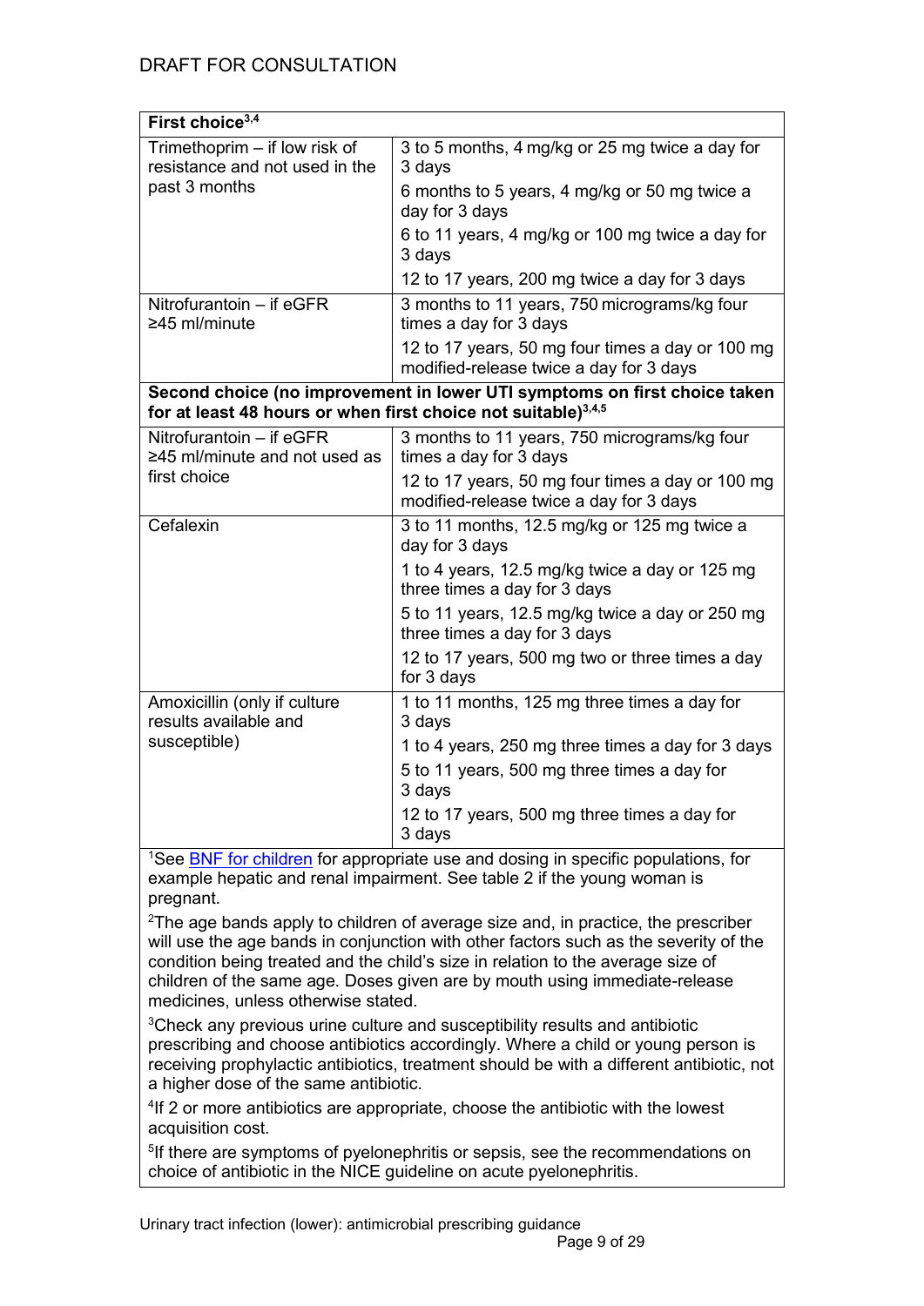| First choice[3,4] | |
|---|---|
| Trimethoprim – if low risk of resistance and not used in the past 3 months | 3 to 5 months, 4 mg/kg or 25 mg twice a day for 3 days |
| | 6 months to 5 years, 4 mg/kg or 50 mg twice a day for 3 days |
| | 6 to 11 years, 4 mg/kg or 100 mg twice a day for 3 days |
| | 12 to 17 years, 200 mg twice a day for 3 days |
| Nitrofurantoin – if eGFR ≥45 ml/minute | 3 months to 11 years, 750 micrograms/kg four times a day for 3 days |
| | 12 to 17 years, 50 mg four times a day or 100 mg modified-release twice a day for 3 days |
| **Second choice (no improvement in lower UTI symptoms on first choice taken for at least 48 hours or when first choice not suitable)[3,4,5]** | |
| Nitrofurantoin – if eGFR ≥45 ml/minute and not used as first choice | 3 months to 11 years, 750 micrograms/kg four times a day for 3 days |
| | 12 to 17 years, 50 mg four times a day or 100 mg modified-release twice a day for 3 days |
| Cefalexin | 3 to 11 months, 12.5 mg/kg or 125 mg twice a day for 3 days |
| | 1 to 4 years, 12.5 mg/kg twice a day or 125 mg three times a day for 3 days |
| | 5 to 11 years, 12.5 mg/kg twice a day or 250 mg three times a day for 3 days |
| | 12 to 17 years, 500 mg two or three times a day for 3 days |
| Amoxicillin (only if culture results available and susceptible) | 1 to 11 months, 125 mg three times a day for 3 days |
| | 1 to 4 years, 250 mg three times a day for 3 days |
| | 5 to 11 years, 500 mg three times a day for 3 days |
| | 12 to 17 years, 500 mg three times a day for 3 days |

[1]See BNF for children for appropriate use and dosing in specific populations, for example hepatic and renal impairment. See table 2 if the young woman is pregnant.

[2]The age bands apply to children of average size and, in practice, the prescriber will use the age bands in conjunction with other factors such as the severity of the condition being treated and the child's size in relation to the average size of children of the same age. Doses given are by mouth using immediate-release medicines, unless otherwise stated.

[3]Check any previous urine culture and susceptibility results and antibiotic prescribing and choose antibiotics accordingly. Where a child or young person is receiving prophylactic antibiotics, treatment should be with a different antibiotic, not a higher dose of the same antibiotic.

[4]If 2 or more antibiotics are appropriate, choose the antibiotic with the lowest acquisition cost.

[5]If there are symptoms of pyelonephritis or sepsis, see the recommendations on choice of antibiotic in the NICE guideline on acute pyelonephritis.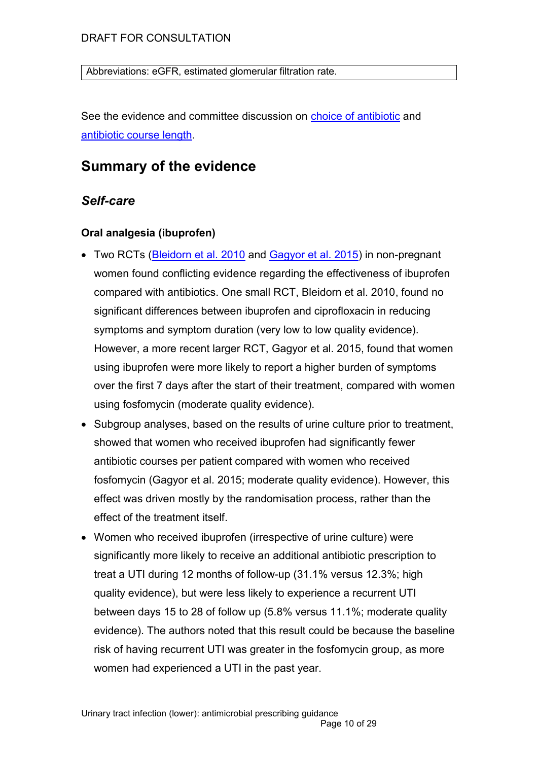| Abbreviations: eGFR, estimated glomerular filtration rate. |
|---|

See the evidence and committee discussion on choice of antibiotic and antibiotic course length.

## Summary of the evidence

### *Self-care*

#### Oral analgesia (ibuprofen)

- Two RCTs (Bleidorn et al. 2010 and Gagyor et al. 2015) in non-pregnant women found conflicting evidence regarding the effectiveness of ibuprofen compared with antibiotics. One small RCT, Bleidorn et al. 2010, found no significant differences between ibuprofen and ciprofloxacin in reducing symptoms and symptom duration (very low to low quality evidence). However, a more recent larger RCT, Gagyor et al. 2015, found that women using ibuprofen were more likely to report a higher burden of symptoms over the first 7 days after the start of their treatment, compared with women using fosfomycin (moderate quality evidence).
- Subgroup analyses, based on the results of urine culture prior to treatment, showed that women who received ibuprofen had significantly fewer antibiotic courses per patient compared with women who received fosfomycin (Gagyor et al. 2015; moderate quality evidence). However, this effect was driven mostly by the randomisation process, rather than the effect of the treatment itself.
- Women who received ibuprofen (irrespective of urine culture) were significantly more likely to receive an additional antibiotic prescription to treat a UTI during 12 months of follow-up (31.1% versus 12.3%; high quality evidence), but were less likely to experience a recurrent UTI between days 15 to 28 of follow up (5.8% versus 11.1%; moderate quality evidence). The authors noted that this result could be because the baseline risk of having recurrent UTI was greater in the fosfomycin group, as more women had experienced a UTI in the past year.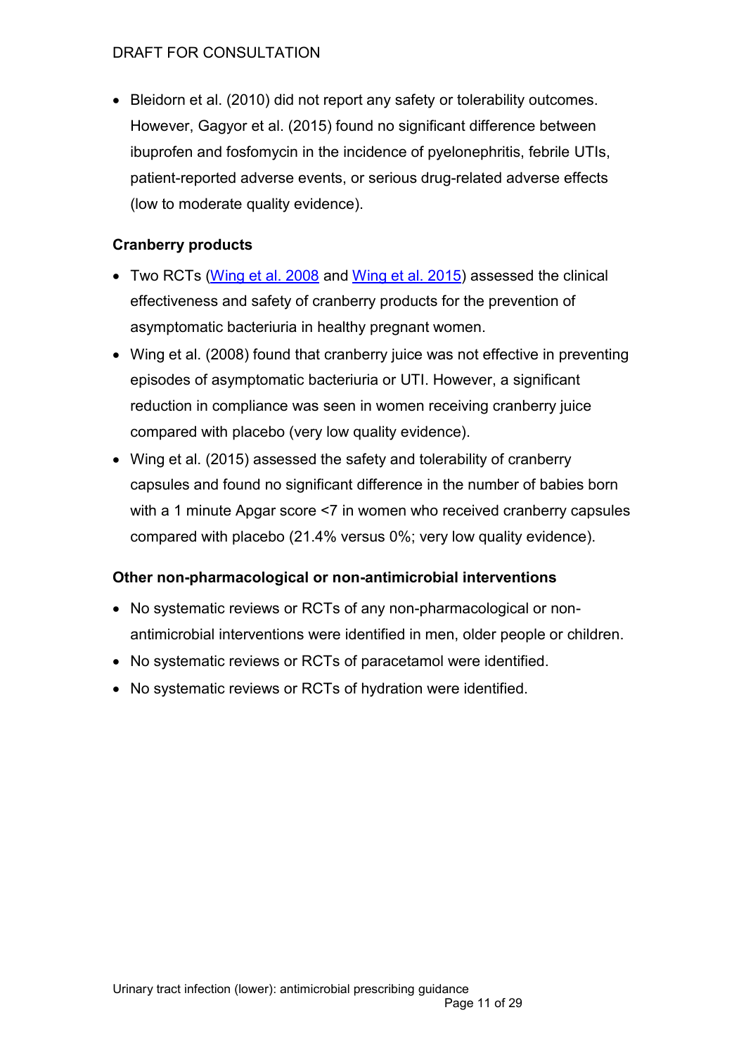- Bleidorn et al. (2010) did not report any safety or tolerability outcomes. However, Gagyor et al. (2015) found no significant difference between ibuprofen and fosfomycin in the incidence of pyelonephritis, febrile UTIs, patient-reported adverse events, or serious drug-related adverse effects (low to moderate quality evidence).

### Cranberry products

- Two RCTs (Wing et al. 2008 and Wing et al. 2015) assessed the clinical effectiveness and safety of cranberry products for the prevention of asymptomatic bacteriuria in healthy pregnant women.
- Wing et al. (2008) found that cranberry juice was not effective in preventing episodes of asymptomatic bacteriuria or UTI. However, a significant reduction in compliance was seen in women receiving cranberry juice compared with placebo (very low quality evidence).
- Wing et al. (2015) assessed the safety and tolerability of cranberry capsules and found no significant difference in the number of babies born with a 1 minute Apgar score <7 in women who received cranberry capsules compared with placebo (21.4% versus 0%; very low quality evidence).

### Other non-pharmacological or non-antimicrobial interventions

- No systematic reviews or RCTs of any non-pharmacological or non-antimicrobial interventions were identified in men, older people or children.
- No systematic reviews or RCTs of paracetamol were identified.
- No systematic reviews or RCTs of hydration were identified.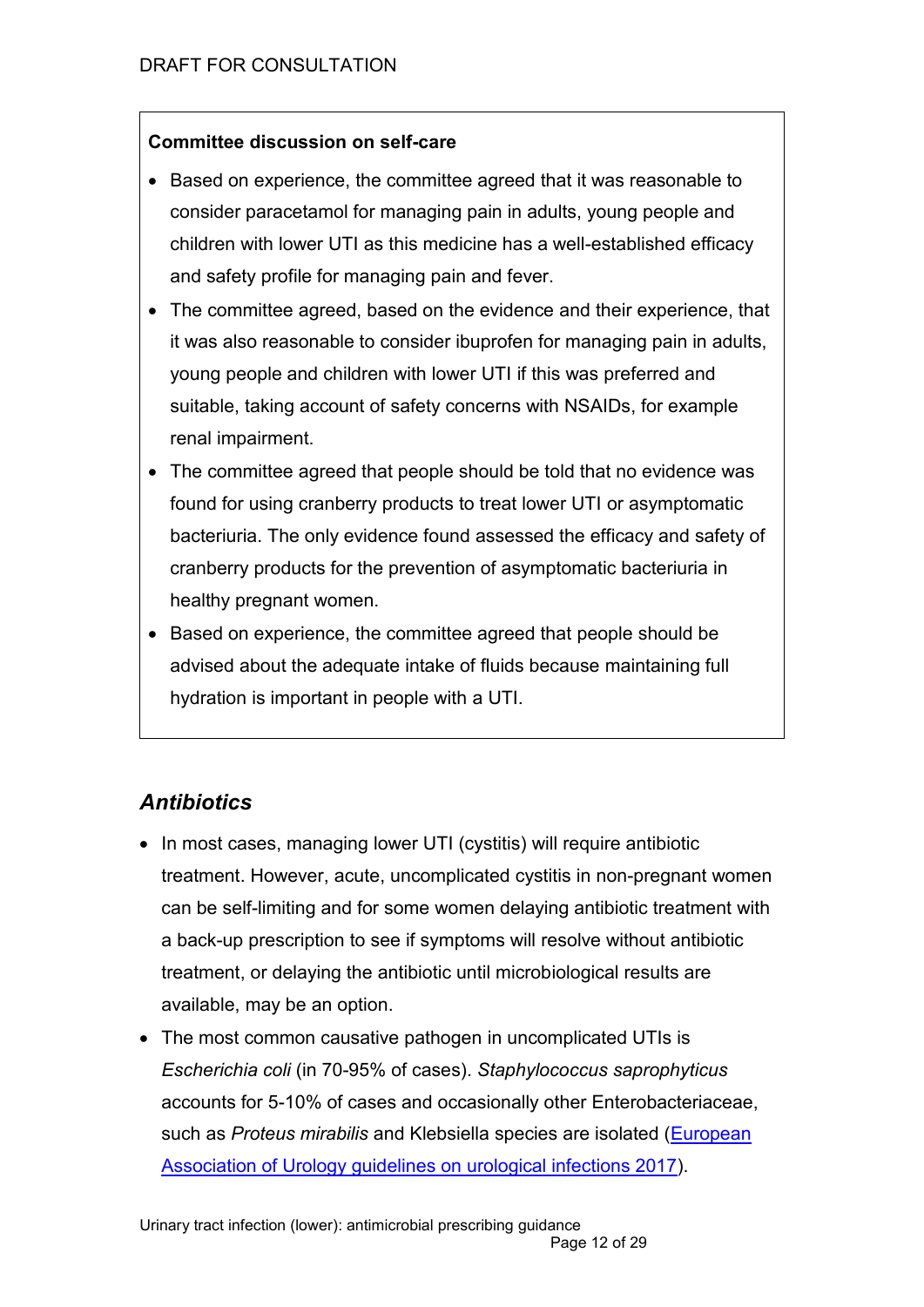**Committee discussion on self-care**

- Based on experience, the committee agreed that it was reasonable to consider paracetamol for managing pain in adults, young people and children with lower UTI as this medicine has a well-established efficacy and safety profile for managing pain and fever.
- The committee agreed, based on the evidence and their experience, that it was also reasonable to consider ibuprofen for managing pain in adults, young people and children with lower UTI if this was preferred and suitable, taking account of safety concerns with NSAIDs, for example renal impairment.
- The committee agreed that people should be told that no evidence was found for using cranberry products to treat lower UTI or asymptomatic bacteriuria. The only evidence found assessed the efficacy and safety of cranberry products for the prevention of asymptomatic bacteriuria in healthy pregnant women.
- Based on experience, the committee agreed that people should be advised about the adequate intake of fluids because maintaining full hydration is important in people with a UTI.

### *Antibiotics*

- In most cases, managing lower UTI (cystitis) will require antibiotic treatment. However, acute, uncomplicated cystitis in non-pregnant women can be self-limiting and for some women delaying antibiotic treatment with a back-up prescription to see if symptoms will resolve without antibiotic treatment, or delaying the antibiotic until microbiological results are available, may be an option.
- The most common causative pathogen in uncomplicated UTIs is *Escherichia coli* (in 70-95% of cases). *Staphylococcus saprophyticus* accounts for 5-10% of cases and occasionally other Enterobacteriaceae, such as *Proteus mirabilis* and Klebsiella species are isolated ([European Association of Urology guidelines on urological infections 2017]).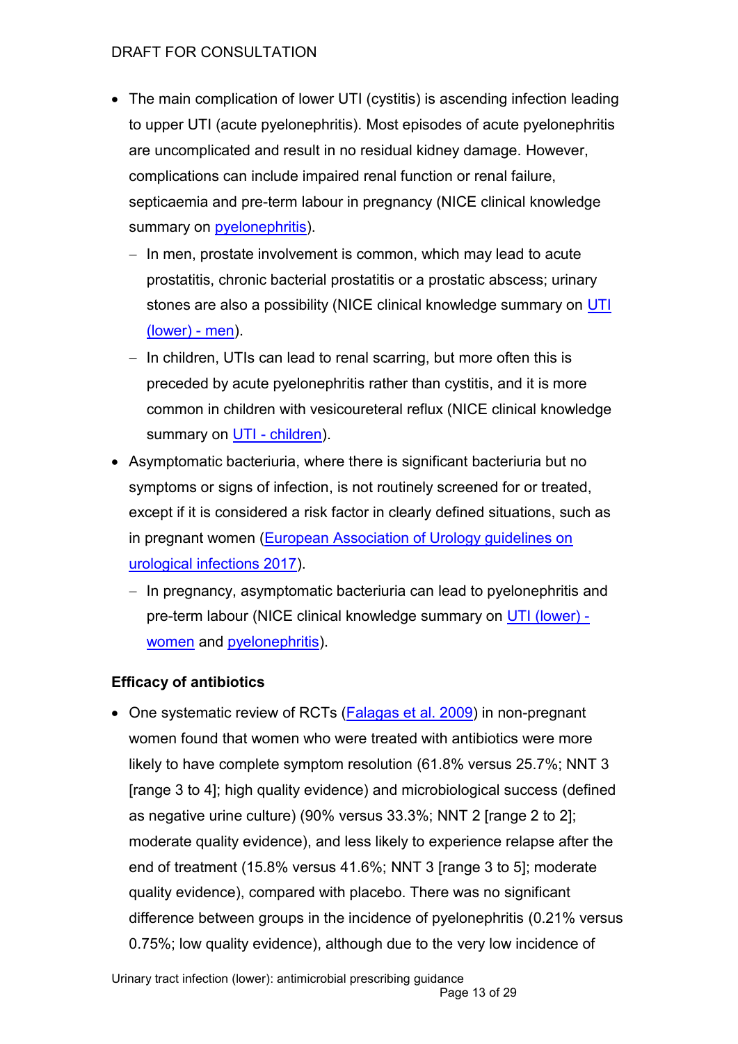- The main complication of lower UTI (cystitis) is ascending infection leading to upper UTI (acute pyelonephritis). Most episodes of acute pyelonephritis are uncomplicated and result in no residual kidney damage. However, complications can include impaired renal function or renal failure, septicaemia and pre-term labour in pregnancy (NICE clinical knowledge summary on pyelonephritis).
  - In men, prostate involvement is common, which may lead to acute prostatitis, chronic bacterial prostatitis or a prostatic abscess; urinary stones are also a possibility (NICE clinical knowledge summary on UTI (lower) - men).
  - In children, UTIs can lead to renal scarring, but more often this is preceded by acute pyelonephritis rather than cystitis, and it is more common in children with vesicoureteral reflux (NICE clinical knowledge summary on UTI - children).
- Asymptomatic bacteriuria, where there is significant bacteriuria but no symptoms or signs of infection, is not routinely screened for or treated, except if it is considered a risk factor in clearly defined situations, such as in pregnant women (European Association of Urology guidelines on urological infections 2017).
  - In pregnancy, asymptomatic bacteriuria can lead to pyelonephritis and pre-term labour (NICE clinical knowledge summary on UTI (lower) - women and pyelonephritis).

**Efficacy of antibiotics**

- One systematic review of RCTs (Falagas et al. 2009) in non-pregnant women found that women who were treated with antibiotics were more likely to have complete symptom resolution (61.8% versus 25.7%; NNT 3 [range 3 to 4]; high quality evidence) and microbiological success (defined as negative urine culture) (90% versus 33.3%; NNT 2 [range 2 to 2]; moderate quality evidence), and less likely to experience relapse after the end of treatment (15.8% versus 41.6%; NNT 3 [range 3 to 5]; moderate quality evidence), compared with placebo. There was no significant difference between groups in the incidence of pyelonephritis (0.21% versus 0.75%; low quality evidence), although due to the very low incidence of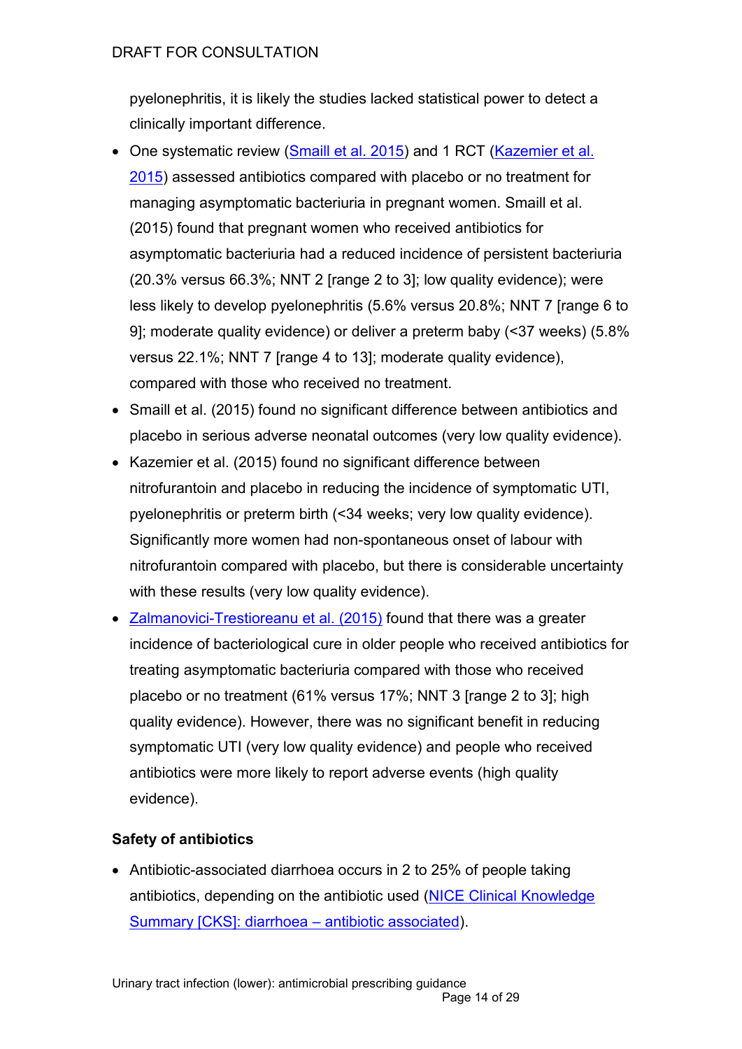pyelonephritis, it is likely the studies lacked statistical power to detect a clinically important difference.

- One systematic review (Smaill et al. 2015) and 1 RCT (Kazemier et al. 2015) assessed antibiotics compared with placebo or no treatment for managing asymptomatic bacteriuria in pregnant women. Smaill et al. (2015) found that pregnant women who received antibiotics for asymptomatic bacteriuria had a reduced incidence of persistent bacteriuria (20.3% versus 66.3%; NNT 2 [range 2 to 3]; low quality evidence); were less likely to develop pyelonephritis (5.6% versus 20.8%; NNT 7 [range 6 to 9]; moderate quality evidence) or deliver a preterm baby (<37 weeks) (5.8% versus 22.1%; NNT 7 [range 4 to 13]; moderate quality evidence), compared with those who received no treatment.
- Smaill et al. (2015) found no significant difference between antibiotics and placebo in serious adverse neonatal outcomes (very low quality evidence).
- Kazemier et al. (2015) found no significant difference between nitrofurantoin and placebo in reducing the incidence of symptomatic UTI, pyelonephritis or preterm birth (<34 weeks; very low quality evidence). Significantly more women had non-spontaneous onset of labour with nitrofurantoin compared with placebo, but there is considerable uncertainty with these results (very low quality evidence).
- Zalmanovici-Trestioreanu et al. (2015) found that there was a greater incidence of bacteriological cure in older people who received antibiotics for treating asymptomatic bacteriuria compared with those who received placebo or no treatment (61% versus 17%; NNT 3 [range 2 to 3]; high quality evidence). However, there was no significant benefit in reducing symptomatic UTI (very low quality evidence) and people who received antibiotics were more likely to report adverse events (high quality evidence).

**Safety of antibiotics**

- Antibiotic-associated diarrhoea occurs in 2 to 25% of people taking antibiotics, depending on the antibiotic used (NICE Clinical Knowledge Summary [CKS]: diarrhoea – antibiotic associated).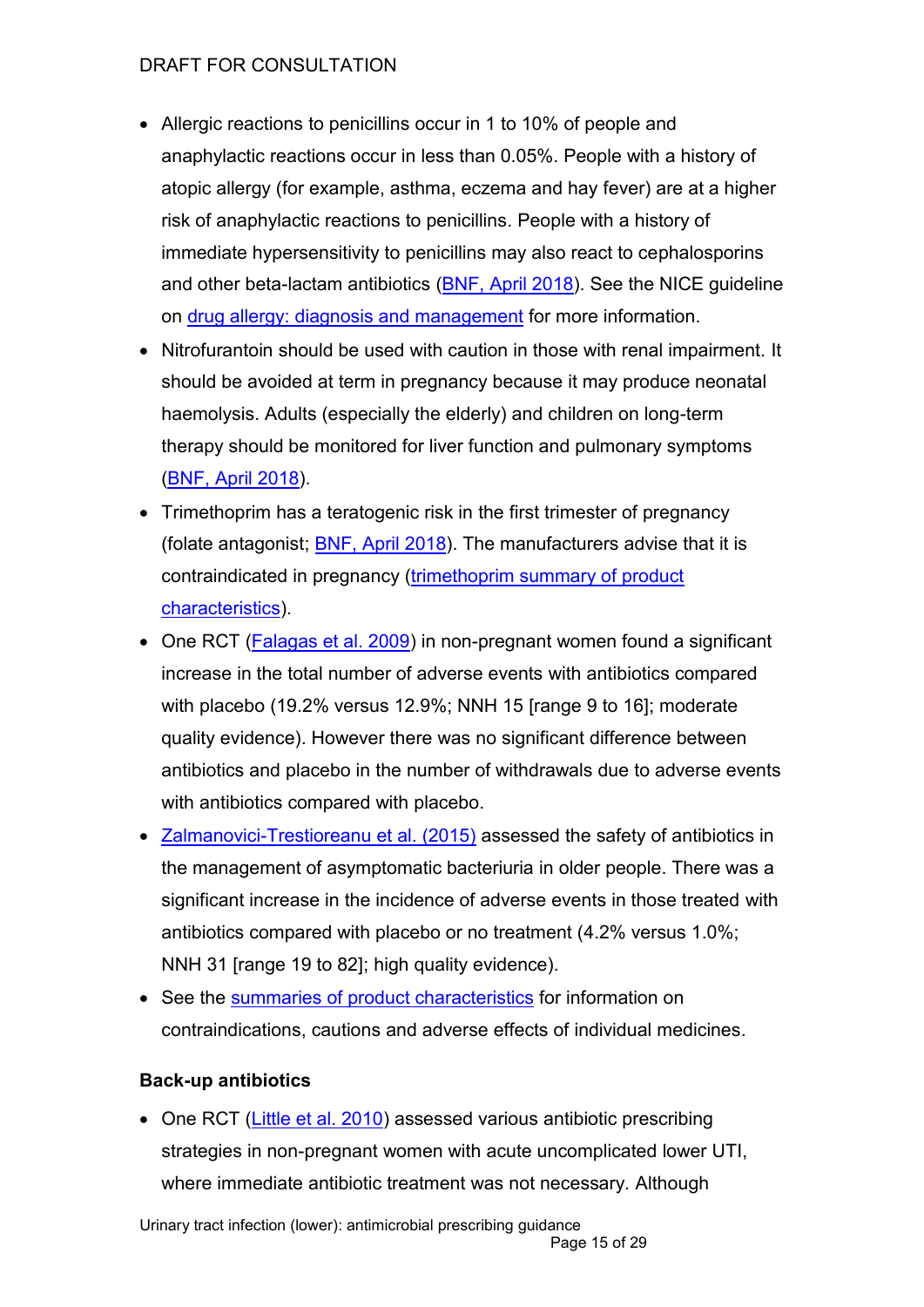- Allergic reactions to penicillins occur in 1 to 10% of people and anaphylactic reactions occur in less than 0.05%. People with a history of atopic allergy (for example, asthma, eczema and hay fever) are at a higher risk of anaphylactic reactions to penicillins. People with a history of immediate hypersensitivity to penicillins may also react to cephalosporins and other beta-lactam antibiotics (BNF, April 2018). See the NICE guideline on drug allergy: diagnosis and management for more information.
- Nitrofurantoin should be used with caution in those with renal impairment. It should be avoided at term in pregnancy because it may produce neonatal haemolysis. Adults (especially the elderly) and children on long-term therapy should be monitored for liver function and pulmonary symptoms (BNF, April 2018).
- Trimethoprim has a teratogenic risk in the first trimester of pregnancy (folate antagonist; BNF, April 2018). The manufacturers advise that it is contraindicated in pregnancy (trimethoprim summary of product characteristics).
- One RCT (Falagas et al. 2009) in non-pregnant women found a significant increase in the total number of adverse events with antibiotics compared with placebo (19.2% versus 12.9%; NNH 15 [range 9 to 16]; moderate quality evidence). However there was no significant difference between antibiotics and placebo in the number of withdrawals due to adverse events with antibiotics compared with placebo.
- Zalmanovici-Trestioreanu et al. (2015) assessed the safety of antibiotics in the management of asymptomatic bacteriuria in older people. There was a significant increase in the incidence of adverse events in those treated with antibiotics compared with placebo or no treatment (4.2% versus 1.0%; NNH 31 [range 19 to 82]; high quality evidence).
- See the summaries of product characteristics for information on contraindications, cautions and adverse effects of individual medicines.

**Back-up antibiotics**

- One RCT (Little et al. 2010) assessed various antibiotic prescribing strategies in non-pregnant women with acute uncomplicated lower UTI, where immediate antibiotic treatment was not necessary. Although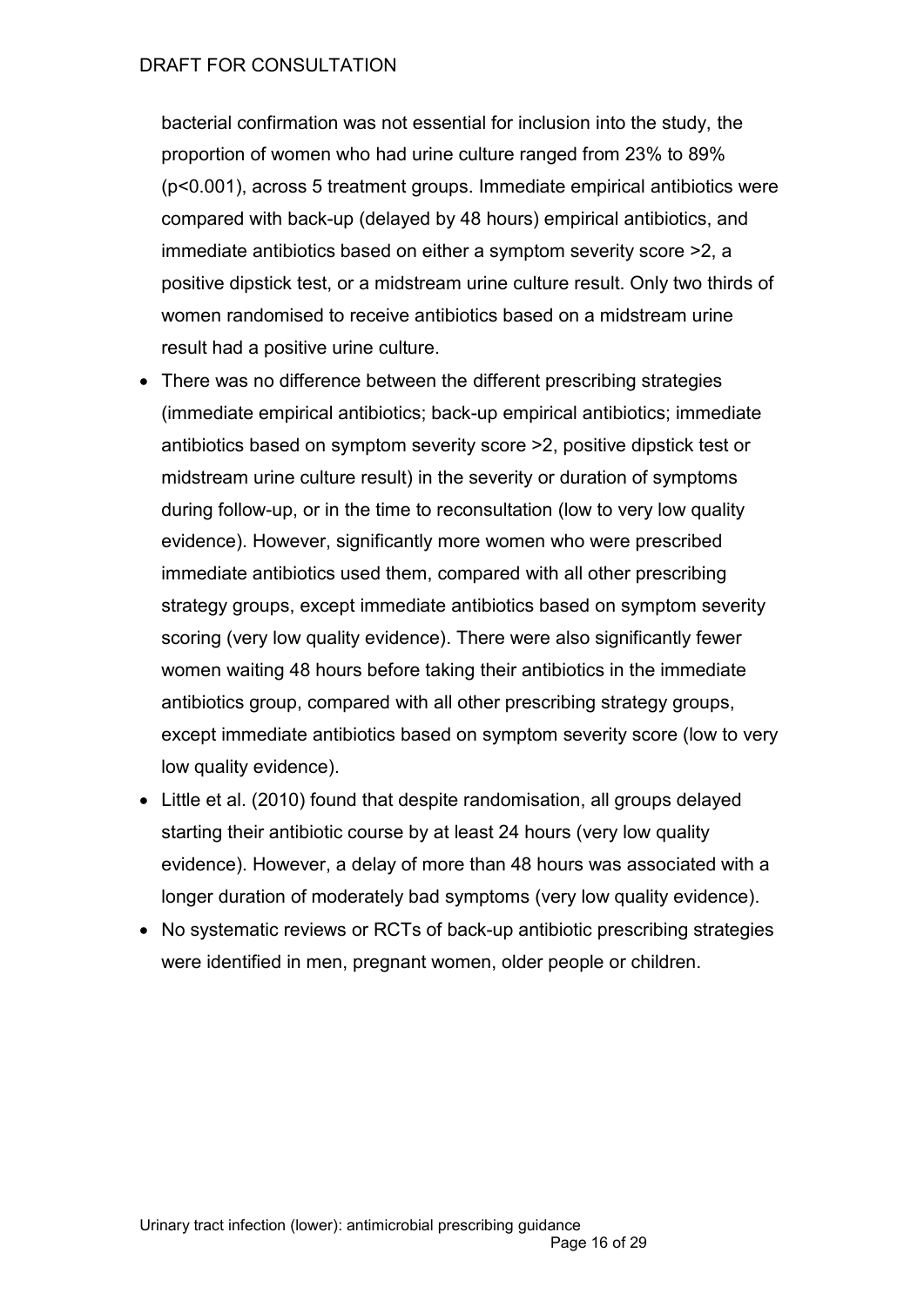bacterial confirmation was not essential for inclusion into the study, the proportion of women who had urine culture ranged from 23% to 89% ($p<0.001$), across 5 treatment groups. Immediate empirical antibiotics were compared with back-up (delayed by 48 hours) empirical antibiotics, and immediate antibiotics based on either a symptom severity score >2, a positive dipstick test, or a midstream urine culture result. Only two thirds of women randomised to receive antibiotics based on a midstream urine result had a positive urine culture.

- There was no difference between the different prescribing strategies (immediate empirical antibiotics; back-up empirical antibiotics; immediate antibiotics based on symptom severity score >2, positive dipstick test or midstream urine culture result) in the severity or duration of symptoms during follow-up, or in the time to reconsultation (low to very low quality evidence). However, significantly more women who were prescribed immediate antibiotics used them, compared with all other prescribing strategy groups, except immediate antibiotics based on symptom severity scoring (very low quality evidence). There were also significantly fewer women waiting 48 hours before taking their antibiotics in the immediate antibiotics group, compared with all other prescribing strategy groups, except immediate antibiotics based on symptom severity score (low to very low quality evidence).
- Little et al. (2010) found that despite randomisation, all groups delayed starting their antibiotic course by at least 24 hours (very low quality evidence). However, a delay of more than 48 hours was associated with a longer duration of moderately bad symptoms (very low quality evidence).
- No systematic reviews or RCTs of back-up antibiotic prescribing strategies were identified in men, pregnant women, older people or children.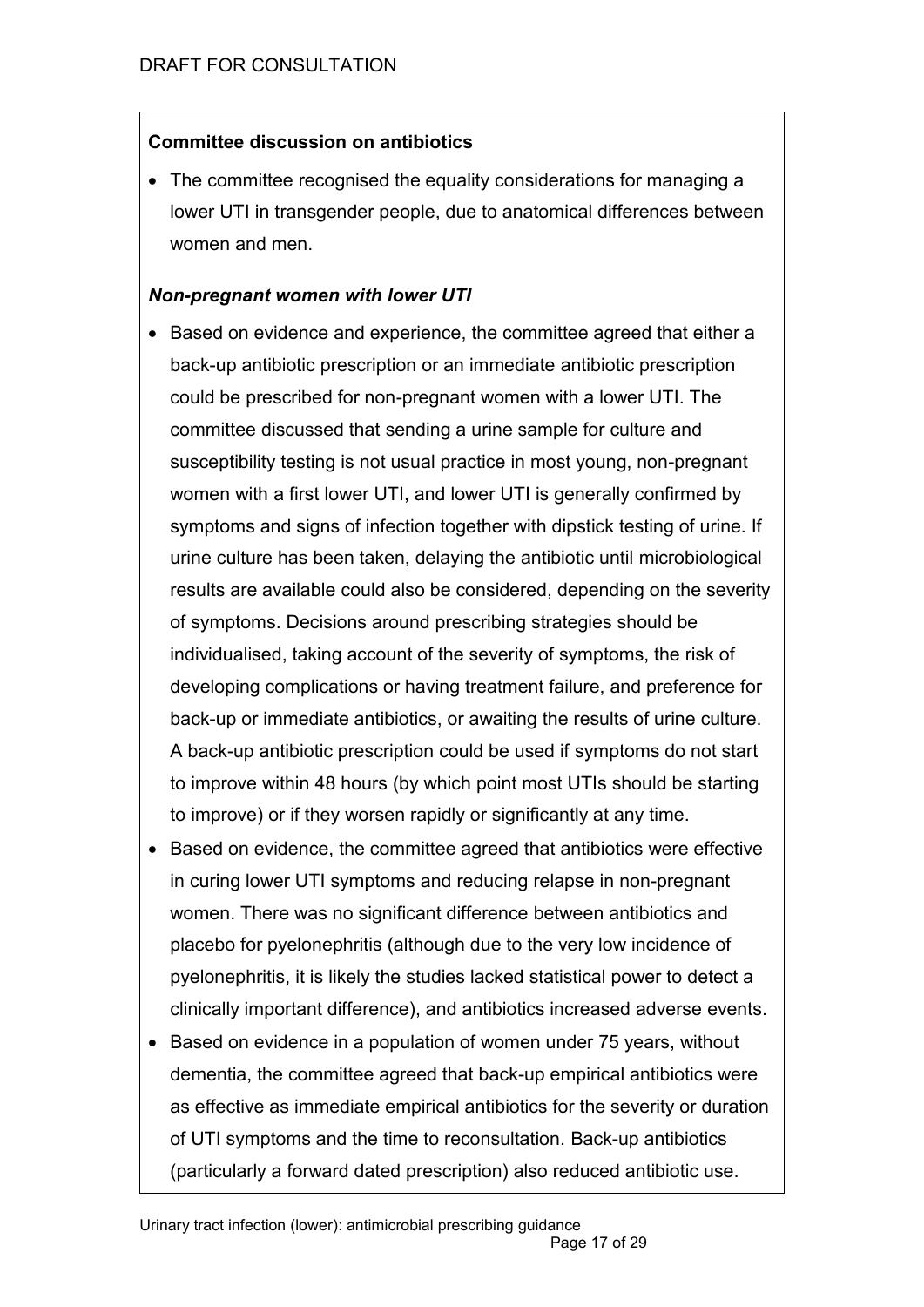**Committee discussion on antibiotics**

- The committee recognised the equality considerations for managing a lower UTI in transgender people, due to anatomical differences between women and men.

***Non-pregnant women with lower UTI***

- Based on evidence and experience, the committee agreed that either a back-up antibiotic prescription or an immediate antibiotic prescription could be prescribed for non-pregnant women with a lower UTI. The committee discussed that sending a urine sample for culture and susceptibility testing is not usual practice in most young, non-pregnant women with a first lower UTI, and lower UTI is generally confirmed by symptoms and signs of infection together with dipstick testing of urine. If urine culture has been taken, delaying the antibiotic until microbiological results are available could also be considered, depending on the severity of symptoms. Decisions around prescribing strategies should be individualised, taking account of the severity of symptoms, the risk of developing complications or having treatment failure, and preference for back-up or immediate antibiotics, or awaiting the results of urine culture. A back-up antibiotic prescription could be used if symptoms do not start to improve within 48 hours (by which point most UTIs should be starting to improve) or if they worsen rapidly or significantly at any time.
- Based on evidence, the committee agreed that antibiotics were effective in curing lower UTI symptoms and reducing relapse in non-pregnant women. There was no significant difference between antibiotics and placebo for pyelonephritis (although due to the very low incidence of pyelonephritis, it is likely the studies lacked statistical power to detect a clinically important difference), and antibiotics increased adverse events.
- Based on evidence in a population of women under 75 years, without dementia, the committee agreed that back-up empirical antibiotics were as effective as immediate empirical antibiotics for the severity or duration of UTI symptoms and the time to reconsultation. Back-up antibiotics (particularly a forward dated prescription) also reduced antibiotic use.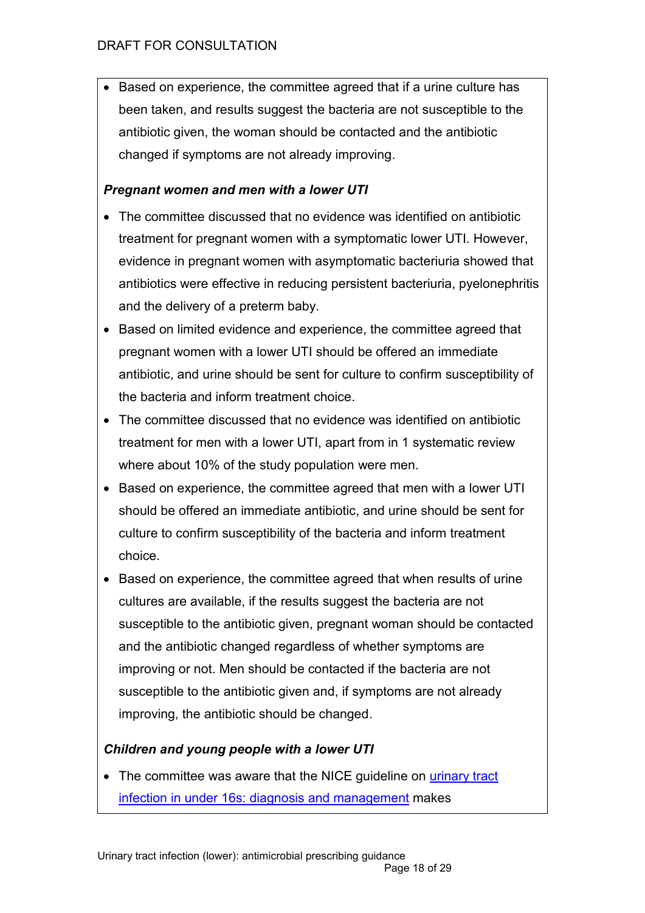- Based on experience, the committee agreed that if a urine culture has been taken, and results suggest the bacteria are not susceptible to the antibiotic given, the woman should be contacted and the antibiotic changed if symptoms are not already improving.

***Pregnant women and men with a lower UTI***

- The committee discussed that no evidence was identified on antibiotic treatment for pregnant women with a symptomatic lower UTI. However, evidence in pregnant women with asymptomatic bacteriuria showed that antibiotics were effective in reducing persistent bacteriuria, pyelonephritis and the delivery of a preterm baby.
- Based on limited evidence and experience, the committee agreed that pregnant women with a lower UTI should be offered an immediate antibiotic, and urine should be sent for culture to confirm susceptibility of the bacteria and inform treatment choice.
- The committee discussed that no evidence was identified on antibiotic treatment for men with a lower UTI, apart from in 1 systematic review where about 10% of the study population were men.
- Based on experience, the committee agreed that men with a lower UTI should be offered an immediate antibiotic, and urine should be sent for culture to confirm susceptibility of the bacteria and inform treatment choice.
- Based on experience, the committee agreed that when results of urine cultures are available, if the results suggest the bacteria are not susceptible to the antibiotic given, pregnant woman should be contacted and the antibiotic changed regardless of whether symptoms are improving or not. Men should be contacted if the bacteria are not susceptible to the antibiotic given and, if symptoms are not already improving, the antibiotic should be changed.

***Children and young people with a lower UTI***

- The committee was aware that the NICE guideline on [urinary tract infection in under 16s: diagnosis and management]() makes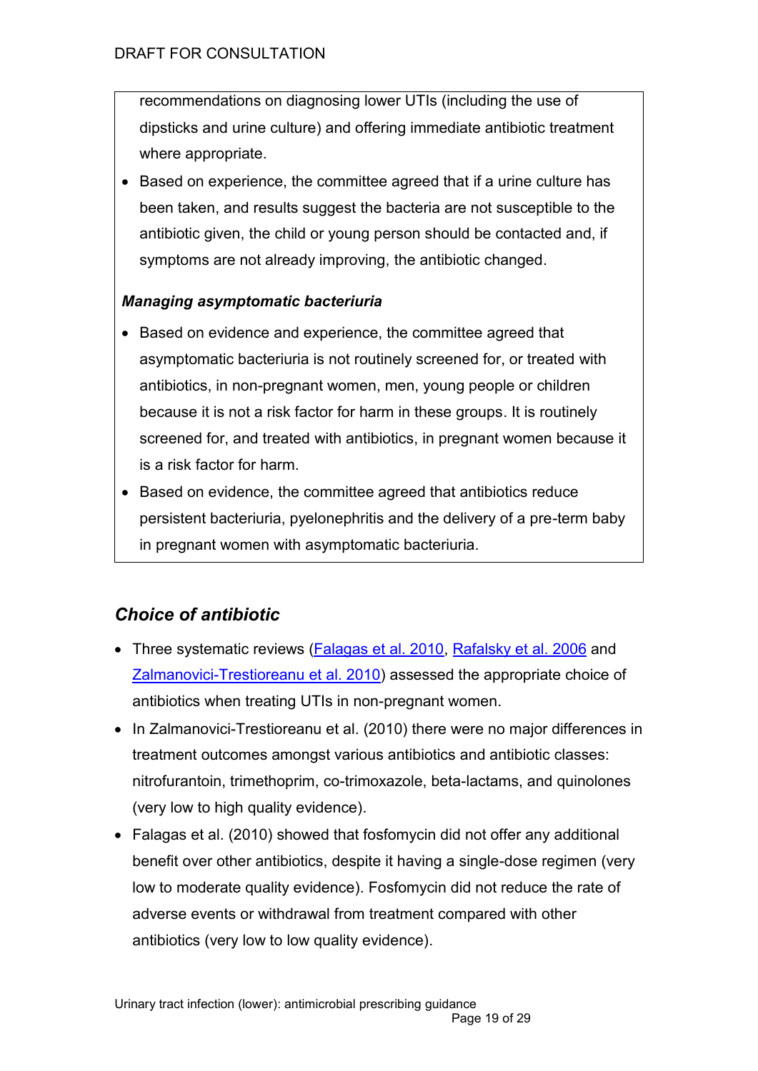recommendations on diagnosing lower UTIs (including the use of dipsticks and urine culture) and offering immediate antibiotic treatment where appropriate.

- Based on experience, the committee agreed that if a urine culture has been taken, and results suggest the bacteria are not susceptible to the antibiotic given, the child or young person should be contacted and, if symptoms are not already improving, the antibiotic changed.

***Managing asymptomatic bacteriuria***

- Based on evidence and experience, the committee agreed that asymptomatic bacteriuria is not routinely screened for, or treated with antibiotics, in non-pregnant women, men, young people or children because it is not a risk factor for harm in these groups. It is routinely screened for, and treated with antibiotics, in pregnant women because it is a risk factor for harm.
- Based on evidence, the committee agreed that antibiotics reduce persistent bacteriuria, pyelonephritis and the delivery of a pre-term baby in pregnant women with asymptomatic bacteriuria.

## *Choice of antibiotic*

- Three systematic reviews (Falagas et al. 2010, Rafalsky et al. 2006 and Zalmanovici-Trestioreanu et al. 2010) assessed the appropriate choice of antibiotics when treating UTIs in non-pregnant women.
- In Zalmanovici-Trestioreanu et al. (2010) there were no major differences in treatment outcomes amongst various antibiotics and antibiotic classes: nitrofurantoin, trimethoprim, co-trimoxazole, beta-lactams, and quinolones (very low to high quality evidence).
- Falagas et al. (2010) showed that fosfomycin did not offer any additional benefit over other antibiotics, despite it having a single-dose regimen (very low to moderate quality evidence). Fosfomycin did not reduce the rate of adverse events or withdrawal from treatment compared with other antibiotics (very low to low quality evidence).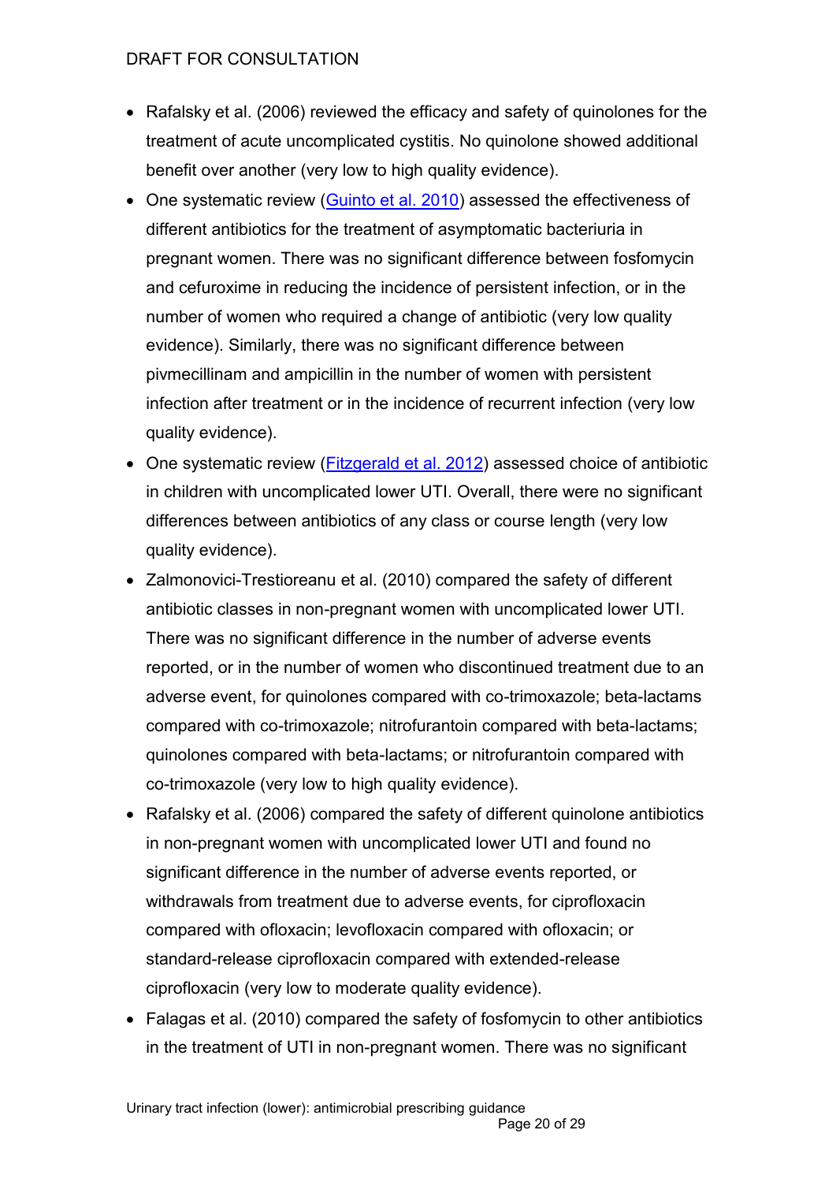- Rafalsky et al. (2006) reviewed the efficacy and safety of quinolones for the treatment of acute uncomplicated cystitis. No quinolone showed additional benefit over another (very low to high quality evidence).
- One systematic review (Guinto et al. 2010) assessed the effectiveness of different antibiotics for the treatment of asymptomatic bacteriuria in pregnant women. There was no significant difference between fosfomycin and cefuroxime in reducing the incidence of persistent infection, or in the number of women who required a change of antibiotic (very low quality evidence). Similarly, there was no significant difference between pivmecillinam and ampicillin in the number of women with persistent infection after treatment or in the incidence of recurrent infection (very low quality evidence).
- One systematic review (Fitzgerald et al. 2012) assessed choice of antibiotic in children with uncomplicated lower UTI. Overall, there were no significant differences between antibiotics of any class or course length (very low quality evidence).
- Zalmonovici-Trestioreanu et al. (2010) compared the safety of different antibiotic classes in non-pregnant women with uncomplicated lower UTI. There was no significant difference in the number of adverse events reported, or in the number of women who discontinued treatment due to an adverse event, for quinolones compared with co-trimoxazole; beta-lactams compared with co-trimoxazole; nitrofurantoin compared with beta-lactams; quinolones compared with beta-lactams; or nitrofurantoin compared with co-trimoxazole (very low to high quality evidence).
- Rafalsky et al. (2006) compared the safety of different quinolone antibiotics in non-pregnant women with uncomplicated lower UTI and found no significant difference in the number of adverse events reported, or withdrawals from treatment due to adverse events, for ciprofloxacin compared with ofloxacin; levofloxacin compared with ofloxacin; or standard-release ciprofloxacin compared with extended-release ciprofloxacin (very low to moderate quality evidence).
- Falagas et al. (2010) compared the safety of fosfomycin to other antibiotics in the treatment of UTI in non-pregnant women. There was no significant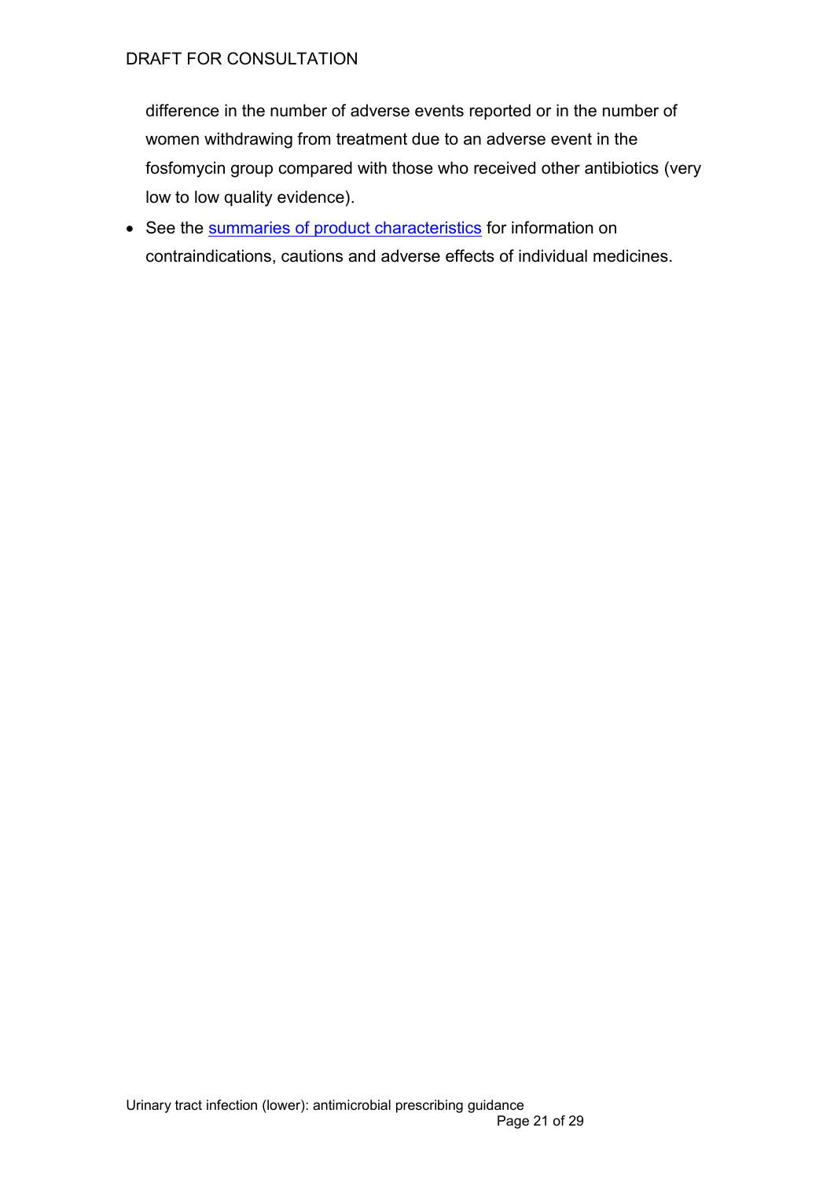difference in the number of adverse events reported or in the number of women withdrawing from treatment due to an adverse event in the fosfomycin group compared with those who received other antibiotics (very low to low quality evidence).

- See the summaries of product characteristics for information on contraindications, cautions and adverse effects of individual medicines.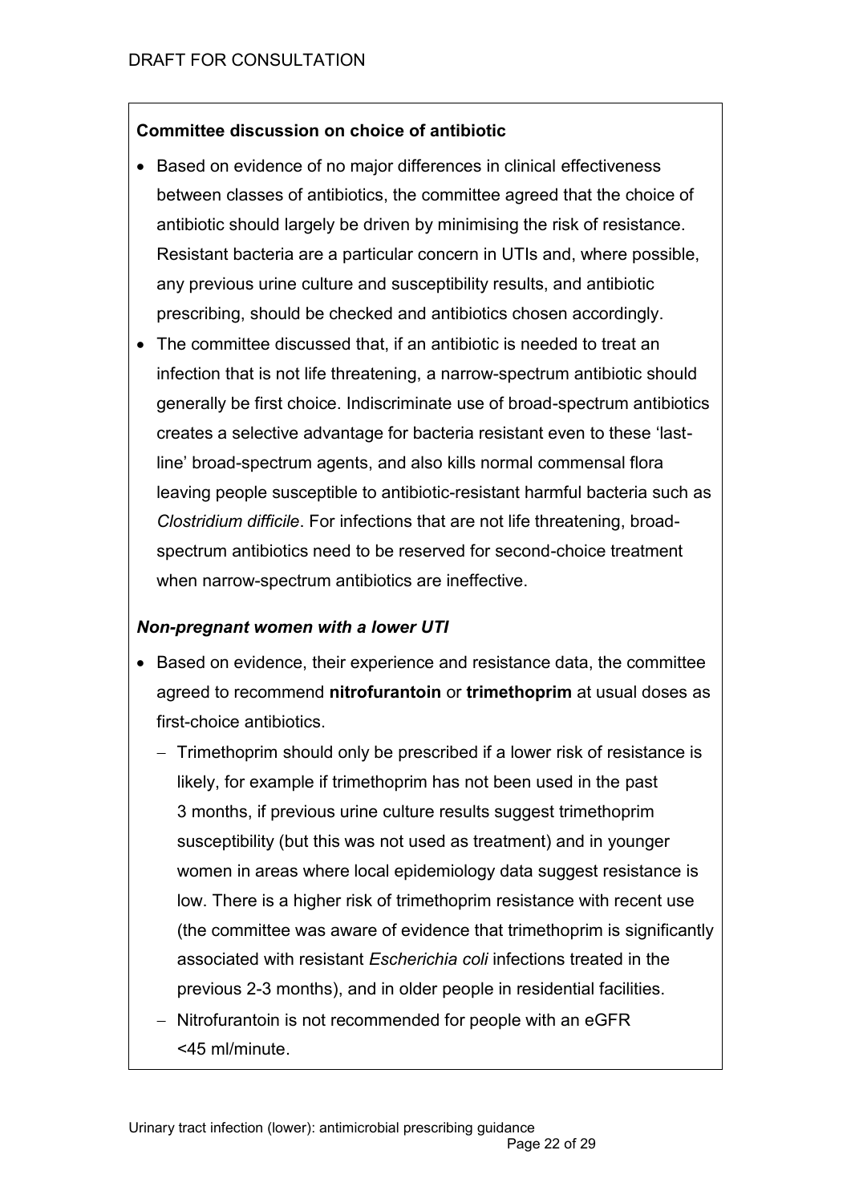**Committee discussion on choice of antibiotic**

- Based on evidence of no major differences in clinical effectiveness between classes of antibiotics, the committee agreed that the choice of antibiotic should largely be driven by minimising the risk of resistance. Resistant bacteria are a particular concern in UTIs and, where possible, any previous urine culture and susceptibility results, and antibiotic prescribing, should be checked and antibiotics chosen accordingly.
- The committee discussed that, if an antibiotic is needed to treat an infection that is not life threatening, a narrow-spectrum antibiotic should generally be first choice. Indiscriminate use of broad-spectrum antibiotics creates a selective advantage for bacteria resistant even to these 'last-line' broad-spectrum agents, and also kills normal commensal flora leaving people susceptible to antibiotic-resistant harmful bacteria such as *Clostridium difficile*. For infections that are not life threatening, broad-spectrum antibiotics need to be reserved for second-choice treatment when narrow-spectrum antibiotics are ineffective.

***Non-pregnant women with a lower UTI***

- Based on evidence, their experience and resistance data, the committee agreed to recommend **nitrofurantoin** or **trimethoprim** at usual doses as first-choice antibiotics.
  - Trimethoprim should only be prescribed if a lower risk of resistance is likely, for example if trimethoprim has not been used in the past 3 months, if previous urine culture results suggest trimethoprim susceptibility (but this was not used as treatment) and in younger women in areas where local epidemiology data suggest resistance is low. There is a higher risk of trimethoprim resistance with recent use (the committee was aware of evidence that trimethoprim is significantly associated with resistant *Escherichia coli* infections treated in the previous 2-3 months), and in older people in residential facilities.
  - Nitrofurantoin is not recommended for people with an eGFR <45 ml/minute.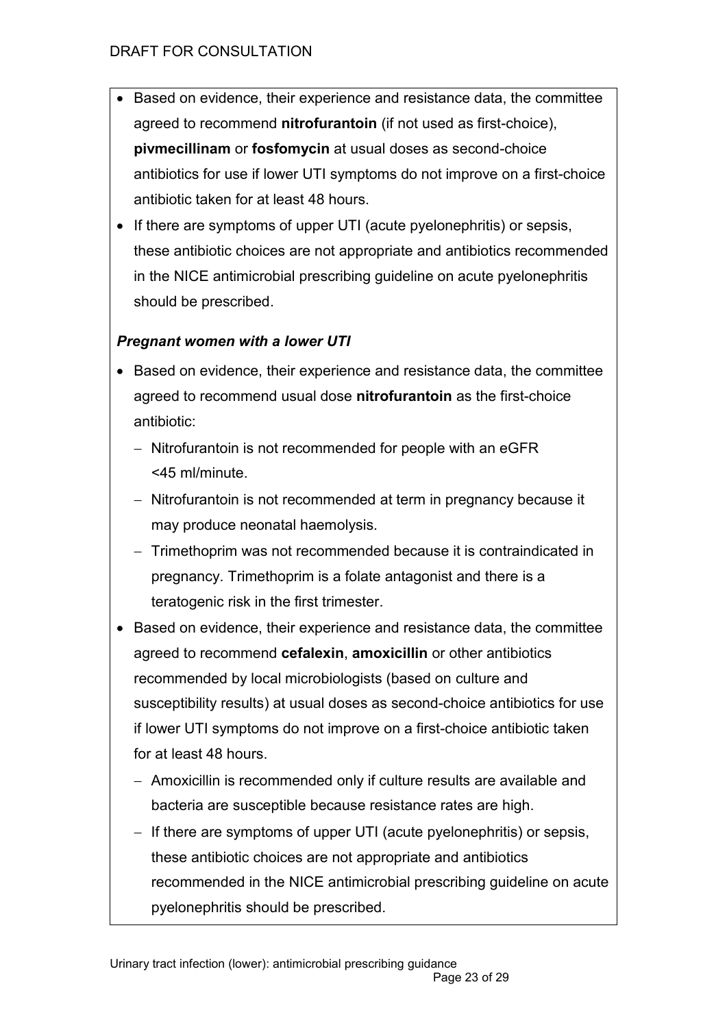- Based on evidence, their experience and resistance data, the committee agreed to recommend **nitrofurantoin** (if not used as first-choice), **pivmecillinam** or **fosfomycin** at usual doses as second-choice antibiotics for use if lower UTI symptoms do not improve on a first-choice antibiotic taken for at least 48 hours.
- If there are symptoms of upper UTI (acute pyelonephritis) or sepsis, these antibiotic choices are not appropriate and antibiotics recommended in the NICE antimicrobial prescribing guideline on acute pyelonephritis should be prescribed.

***Pregnant women with a lower UTI***

- Based on evidence, their experience and resistance data, the committee agreed to recommend usual dose **nitrofurantoin** as the first-choice antibiotic:
  - Nitrofurantoin is not recommended for people with an eGFR <45 ml/minute.
  - Nitrofurantoin is not recommended at term in pregnancy because it may produce neonatal haemolysis.
  - Trimethoprim was not recommended because it is contraindicated in pregnancy. Trimethoprim is a folate antagonist and there is a teratogenic risk in the first trimester.
- Based on evidence, their experience and resistance data, the committee agreed to recommend **cefalexin**, **amoxicillin** or other antibiotics recommended by local microbiologists (based on culture and susceptibility results) at usual doses as second-choice antibiotics for use if lower UTI symptoms do not improve on a first-choice antibiotic taken for at least 48 hours.
  - Amoxicillin is recommended only if culture results are available and bacteria are susceptible because resistance rates are high.
  - If there are symptoms of upper UTI (acute pyelonephritis) or sepsis, these antibiotic choices are not appropriate and antibiotics recommended in the NICE antimicrobial prescribing guideline on acute pyelonephritis should be prescribed.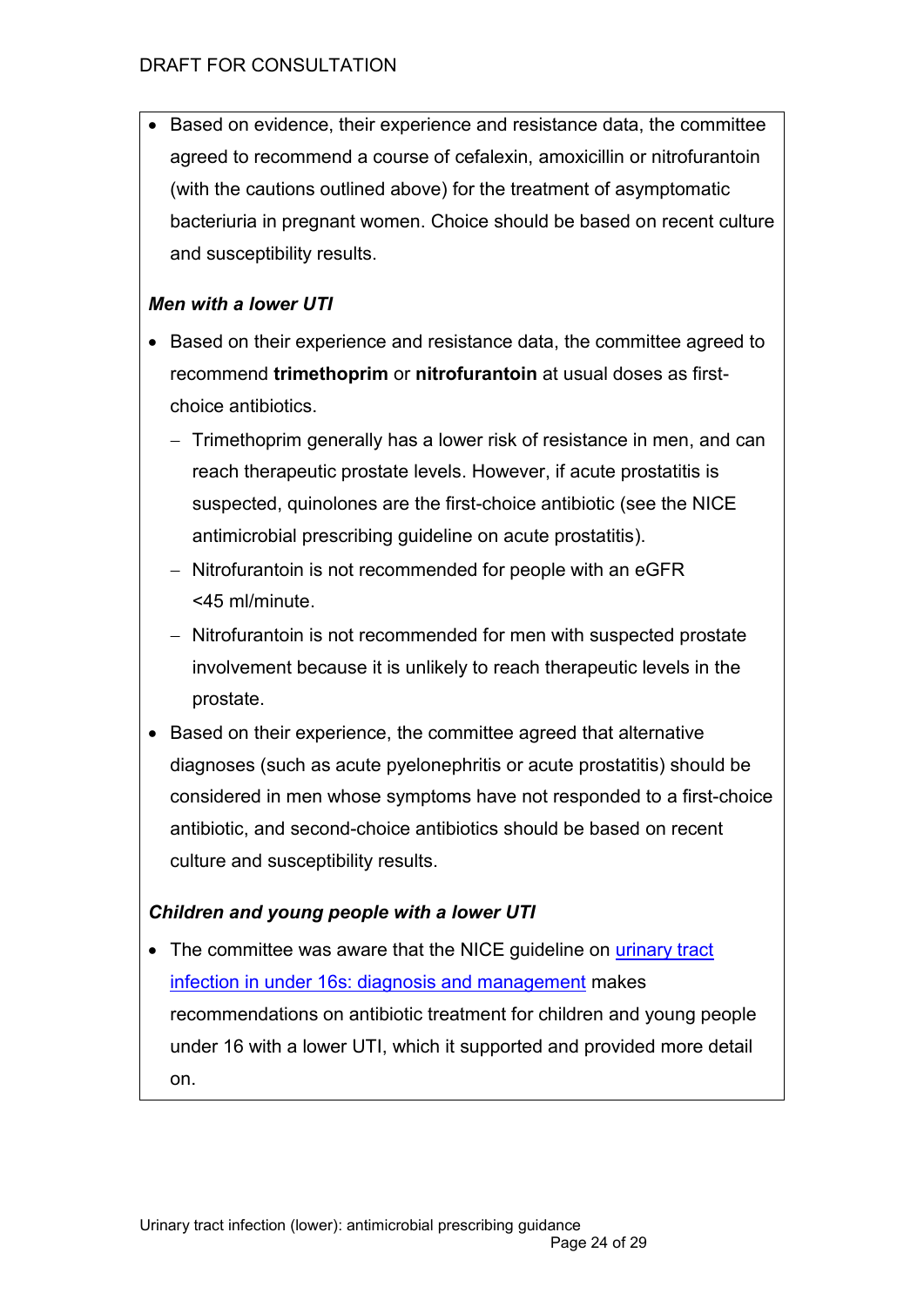- Based on evidence, their experience and resistance data, the committee agreed to recommend a course of cefalexin, amoxicillin or nitrofurantoin (with the cautions outlined above) for the treatment of asymptomatic bacteriuria in pregnant women. Choice should be based on recent culture and susceptibility results.

***Men with a lower UTI***

- Based on their experience and resistance data, the committee agreed to recommend **trimethoprim** or **nitrofurantoin** at usual doses as first-choice antibiotics.
  - Trimethoprim generally has a lower risk of resistance in men, and can reach therapeutic prostate levels. However, if acute prostatitis is suspected, quinolones are the first-choice antibiotic (see the NICE antimicrobial prescribing guideline on acute prostatitis).
  - Nitrofurantoin is not recommended for people with an eGFR <45 ml/minute.
  - Nitrofurantoin is not recommended for men with suspected prostate involvement because it is unlikely to reach therapeutic levels in the prostate.
- Based on their experience, the committee agreed that alternative diagnoses (such as acute pyelonephritis or acute prostatitis) should be considered in men whose symptoms have not responded to a first-choice antibiotic, and second-choice antibiotics should be based on recent culture and susceptibility results.

***Children and young people with a lower UTI***

- The committee was aware that the NICE guideline on urinary tract infection in under 16s: diagnosis and management makes recommendations on antibiotic treatment for children and young people under 16 with a lower UTI, which it supported and provided more detail on.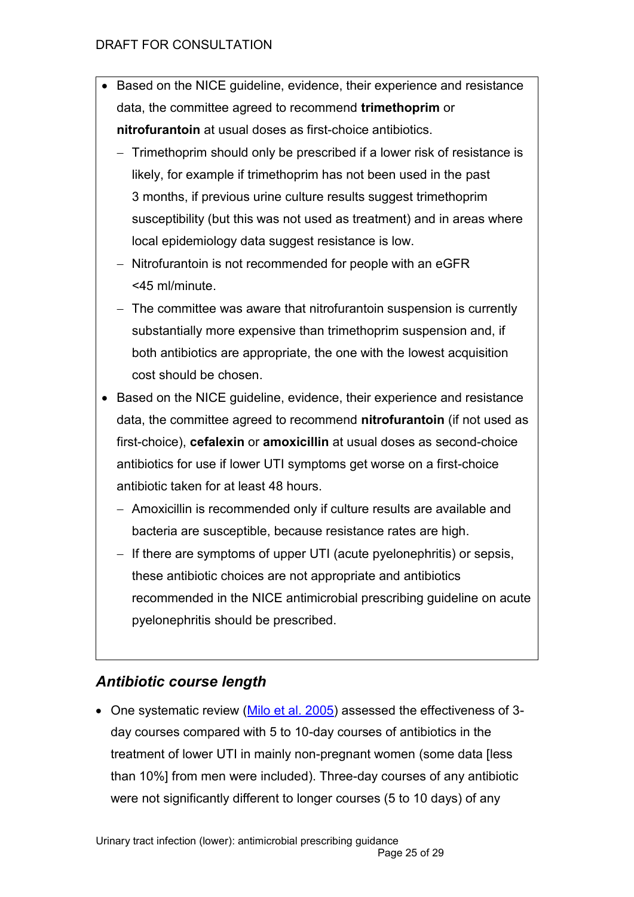- Based on the NICE guideline, evidence, their experience and resistance data, the committee agreed to recommend **trimethoprim** or **nitrofurantoin** at usual doses as first-choice antibiotics.
  - Trimethoprim should only be prescribed if a lower risk of resistance is likely, for example if trimethoprim has not been used in the past 3 months, if previous urine culture results suggest trimethoprim susceptibility (but this was not used as treatment) and in areas where local epidemiology data suggest resistance is low.
  - Nitrofurantoin is not recommended for people with an eGFR <45 ml/minute.
  - The committee was aware that nitrofurantoin suspension is currently substantially more expensive than trimethoprim suspension and, if both antibiotics are appropriate, the one with the lowest acquisition cost should be chosen.
- Based on the NICE guideline, evidence, their experience and resistance data, the committee agreed to recommend **nitrofurantoin** (if not used as first-choice), **cefalexin** or **amoxicillin** at usual doses as second-choice antibiotics for use if lower UTI symptoms get worse on a first-choice antibiotic taken for at least 48 hours.
  - Amoxicillin is recommended only if culture results are available and bacteria are susceptible, because resistance rates are high.
  - If there are symptoms of upper UTI (acute pyelonephritis) or sepsis, these antibiotic choices are not appropriate and antibiotics recommended in the NICE antimicrobial prescribing guideline on acute pyelonephritis should be prescribed.

### *Antibiotic course length*

- One systematic review (Milo et al. 2005) assessed the effectiveness of 3-day courses compared with 5 to 10-day courses of antibiotics in the treatment of lower UTI in mainly non-pregnant women (some data [less than 10%] from men were included). Three-day courses of any antibiotic were not significantly different to longer courses (5 to 10 days) of any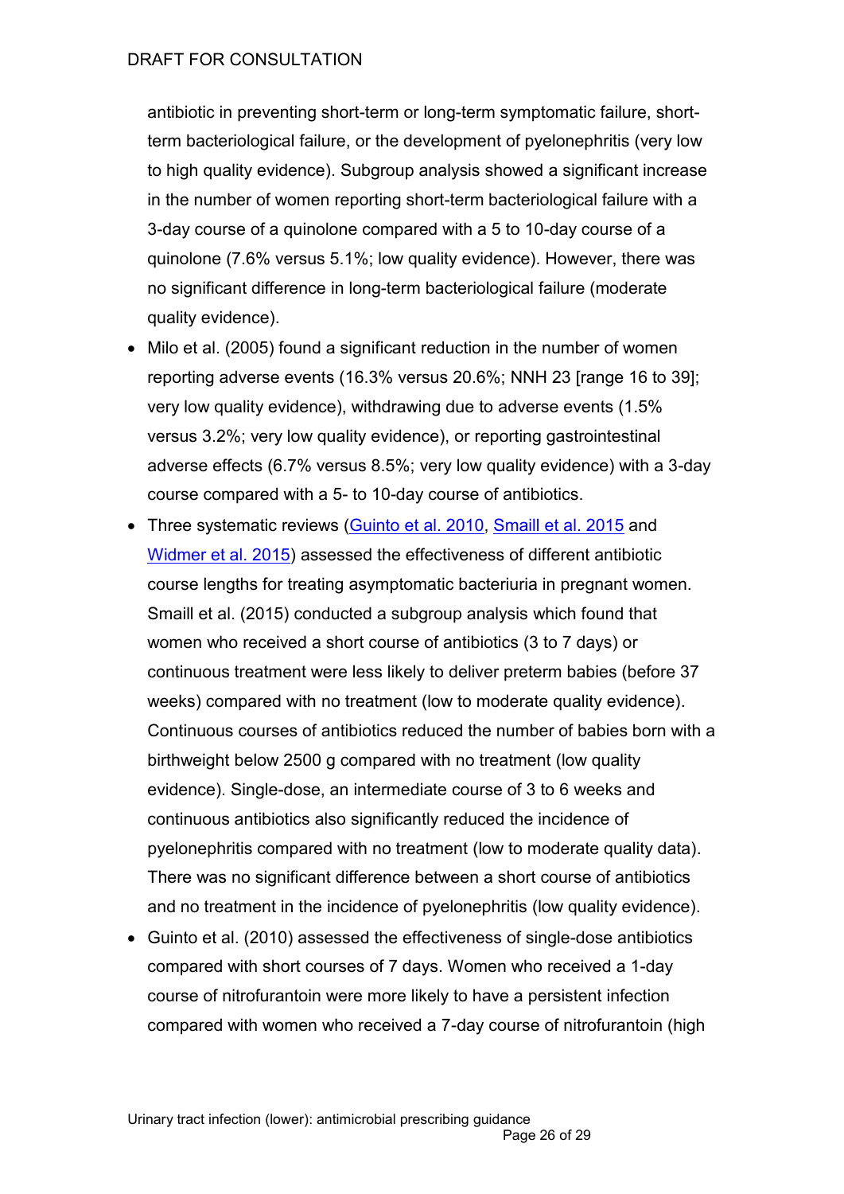antibiotic in preventing short-term or long-term symptomatic failure, short-term bacteriological failure, or the development of pyelonephritis (very low to high quality evidence). Subgroup analysis showed a significant increase in the number of women reporting short-term bacteriological failure with a 3-day course of a quinolone compared with a 5 to 10-day course of a quinolone (7.6% versus 5.1%; low quality evidence). However, there was no significant difference in long-term bacteriological failure (moderate quality evidence).

- Milo et al. (2005) found a significant reduction in the number of women reporting adverse events (16.3% versus 20.6%; NNH 23 [range 16 to 39]; very low quality evidence), withdrawing due to adverse events (1.5% versus 3.2%; very low quality evidence), or reporting gastrointestinal adverse effects (6.7% versus 8.5%; very low quality evidence) with a 3-day course compared with a 5- to 10-day course of antibiotics.
- Three systematic reviews (Guinto et al. 2010, Smaill et al. 2015 and Widmer et al. 2015) assessed the effectiveness of different antibiotic course lengths for treating asymptomatic bacteriuria in pregnant women. Smaill et al. (2015) conducted a subgroup analysis which found that women who received a short course of antibiotics (3 to 7 days) or continuous treatment were less likely to deliver preterm babies (before 37 weeks) compared with no treatment (low to moderate quality evidence). Continuous courses of antibiotics reduced the number of babies born with a birthweight below 2500 g compared with no treatment (low quality evidence). Single-dose, an intermediate course of 3 to 6 weeks and continuous antibiotics also significantly reduced the incidence of pyelonephritis compared with no treatment (low to moderate quality data). There was no significant difference between a short course of antibiotics and no treatment in the incidence of pyelonephritis (low quality evidence).
- Guinto et al. (2010) assessed the effectiveness of single-dose antibiotics compared with short courses of 7 days. Women who received a 1-day course of nitrofurantoin were more likely to have a persistent infection compared with women who received a 7-day course of nitrofurantoin (high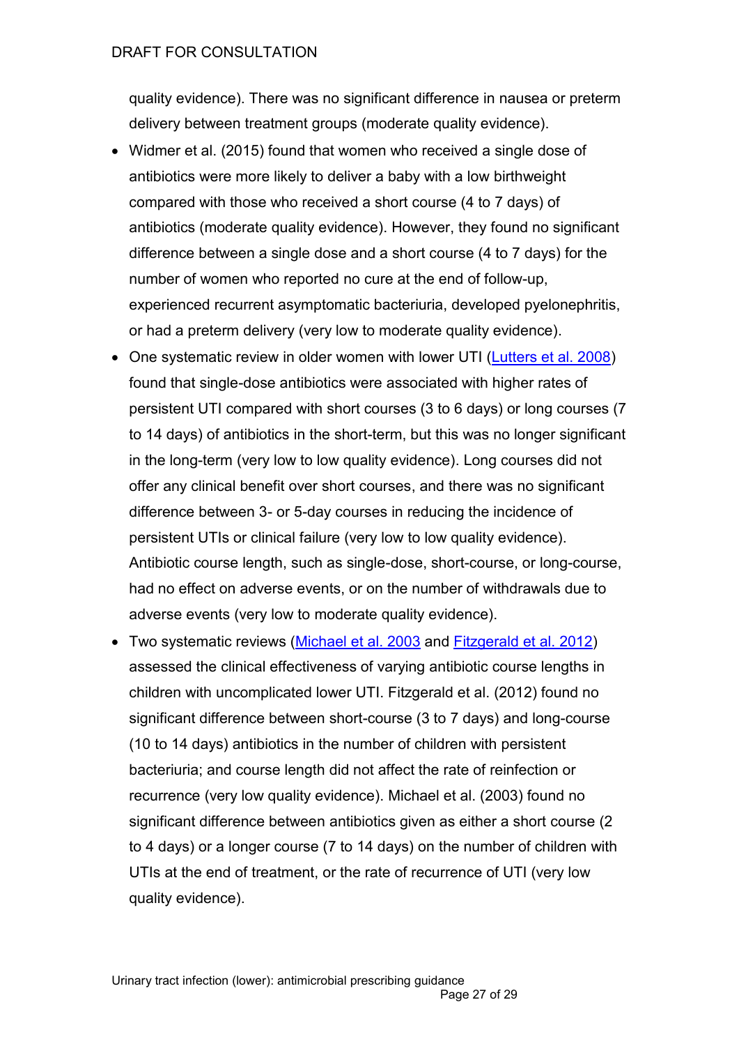quality evidence). There was no significant difference in nausea or preterm delivery between treatment groups (moderate quality evidence).

- Widmer et al. (2015) found that women who received a single dose of antibiotics were more likely to deliver a baby with a low birthweight compared with those who received a short course (4 to 7 days) of antibiotics (moderate quality evidence). However, they found no significant difference between a single dose and a short course (4 to 7 days) for the number of women who reported no cure at the end of follow-up, experienced recurrent asymptomatic bacteriuria, developed pyelonephritis, or had a preterm delivery (very low to moderate quality evidence).
- One systematic review in older women with lower UTI (Lutters et al. 2008) found that single-dose antibiotics were associated with higher rates of persistent UTI compared with short courses (3 to 6 days) or long courses (7 to 14 days) of antibiotics in the short-term, but this was no longer significant in the long-term (very low to low quality evidence). Long courses did not offer any clinical benefit over short courses, and there was no significant difference between 3- or 5-day courses in reducing the incidence of persistent UTIs or clinical failure (very low to low quality evidence). Antibiotic course length, such as single-dose, short-course, or long-course, had no effect on adverse events, or on the number of withdrawals due to adverse events (very low to moderate quality evidence).
- Two systematic reviews (Michael et al. 2003 and Fitzgerald et al. 2012) assessed the clinical effectiveness of varying antibiotic course lengths in children with uncomplicated lower UTI. Fitzgerald et al. (2012) found no significant difference between short-course (3 to 7 days) and long-course (10 to 14 days) antibiotics in the number of children with persistent bacteriuria; and course length did not affect the rate of reinfection or recurrence (very low quality evidence). Michael et al. (2003) found no significant difference between antibiotics given as either a short course (2 to 4 days) or a longer course (7 to 14 days) on the number of children with UTIs at the end of treatment, or the rate of recurrence of UTI (very low quality evidence).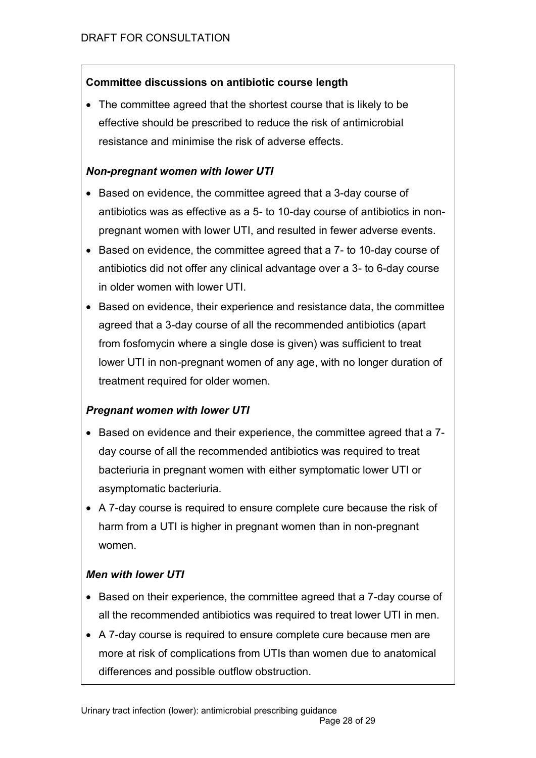**Committee discussions on antibiotic course length**

- The committee agreed that the shortest course that is likely to be effective should be prescribed to reduce the risk of antimicrobial resistance and minimise the risk of adverse effects.

***Non-pregnant women with lower UTI***

- Based on evidence, the committee agreed that a 3-day course of antibiotics was as effective as a 5- to 10-day course of antibiotics in non-pregnant women with lower UTI, and resulted in fewer adverse events.
- Based on evidence, the committee agreed that a 7- to 10-day course of antibiotics did not offer any clinical advantage over a 3- to 6-day course in older women with lower UTI.
- Based on evidence, their experience and resistance data, the committee agreed that a 3-day course of all the recommended antibiotics (apart from fosfomycin where a single dose is given) was sufficient to treat lower UTI in non-pregnant women of any age, with no longer duration of treatment required for older women.

***Pregnant women with lower UTI***

- Based on evidence and their experience, the committee agreed that a 7-day course of all the recommended antibiotics was required to treat bacteriuria in pregnant women with either symptomatic lower UTI or asymptomatic bacteriuria.
- A 7-day course is required to ensure complete cure because the risk of harm from a UTI is higher in pregnant women than in non-pregnant women.

***Men with lower UTI***

- Based on their experience, the committee agreed that a 7-day course of all the recommended antibiotics was required to treat lower UTI in men.
- A 7-day course is required to ensure complete cure because men are more at risk of complications from UTIs than women due to anatomical differences and possible outflow obstruction.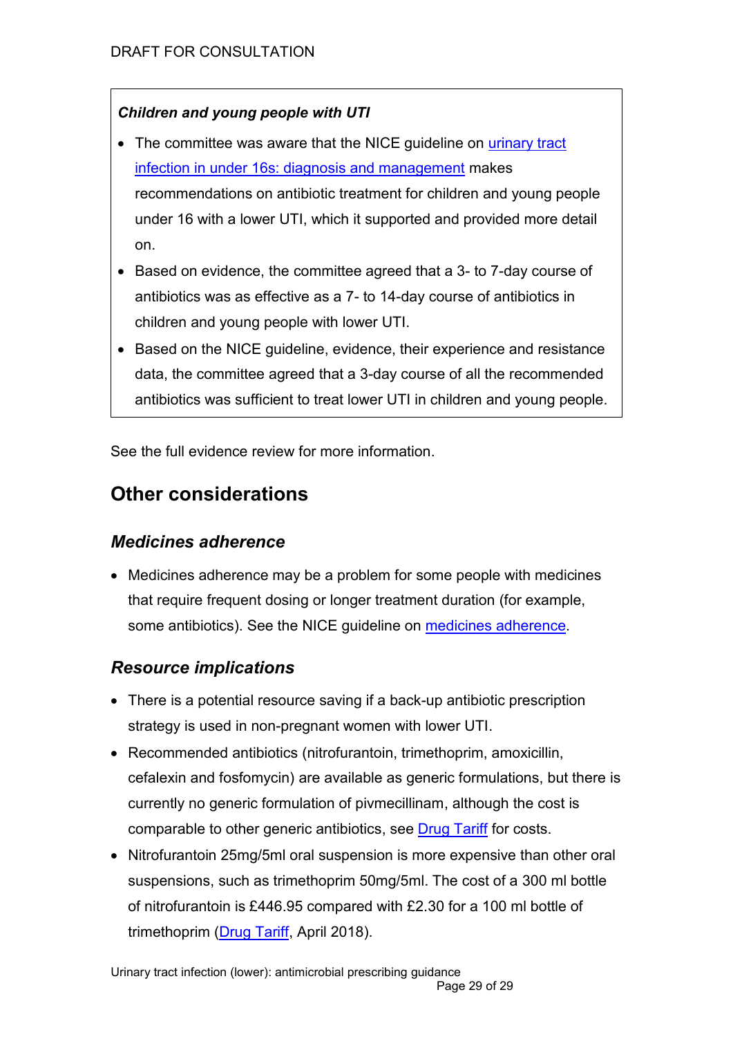***Children and young people with UTI***

- The committee was aware that the NICE guideline on urinary tract infection in under 16s: diagnosis and management makes recommendations on antibiotic treatment for children and young people under 16 with a lower UTI, which it supported and provided more detail on.
- Based on evidence, the committee agreed that a 3- to 7-day course of antibiotics was as effective as a 7- to 14-day course of antibiotics in children and young people with lower UTI.
- Based on the NICE guideline, evidence, their experience and resistance data, the committee agreed that a 3-day course of all the recommended antibiotics was sufficient to treat lower UTI in children and young people.

See the full evidence review for more information.

## Other considerations

### *Medicines adherence*

- Medicines adherence may be a problem for some people with medicines that require frequent dosing or longer treatment duration (for example, some antibiotics). See the NICE guideline on medicines adherence.

### *Resource implications*

- There is a potential resource saving if a back-up antibiotic prescription strategy is used in non-pregnant women with lower UTI.
- Recommended antibiotics (nitrofurantoin, trimethoprim, amoxicillin, cefalexin and fosfomycin) are available as generic formulations, but there is currently no generic formulation of pivmecillinam, although the cost is comparable to other generic antibiotics, see Drug Tariff for costs.
- Nitrofurantoin 25mg/5ml oral suspension is more expensive than other oral suspensions, such as trimethoprim 50mg/5ml. The cost of a 300 ml bottle of nitrofurantoin is £446.95 compared with £2.30 for a 100 ml bottle of trimethoprim (Drug Tariff, April 2018).